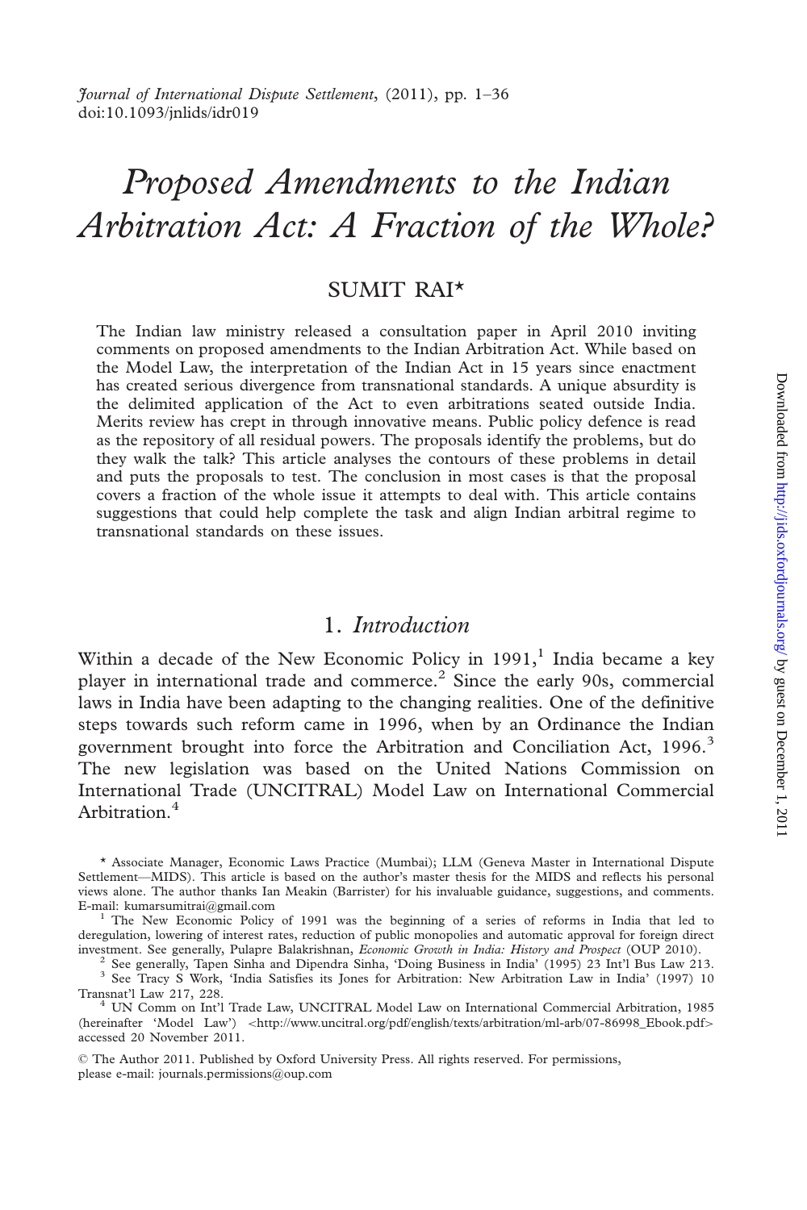# Proposed Amendments to the Indian Arbitration Act: A Fraction of the Whole?

## SUMIT RAI*

The Indian law ministry released a consultation paper in April 2010 inviting comments on proposed amendments to the Indian Arbitration Act. While based on the Model Law, the interpretation of the Indian Act in 15 years since enactment has created serious divergence from transnational standards. A unique absurdity is the delimited application of the Act to even arbitrations seated outside India. Merits review has crept in through innovative means. Public policy defence is read as the repository of all residual powers. The proposals identify the problems, but do they walk the talk? This article analyses the contours of these problems in detail and puts the proposals to test. The conclusion in most cases is that the proposal covers a fraction of the whole issue it attempts to deal with. This article contains suggestions that could help complete the task and align Indian arbitral regime to transnational standards on these issues.

## 1. *Introduction*

Within a decade of the New Economic Policy in 1991,[1] India became a key player in international trade and commerce.[2] Since the early 90s, commercial laws in India have been adapting to the changing realities. One of the definitive steps towards such reform came in 1996, when by an Ordinance the Indian government brought into force the Arbitration and Conciliation Act, 1996.[3] The new legislation was based on the United Nations Commission on International Trade (UNCITRAL) Model Law on International Commercial Arbitration.[4]

---

\* Associate Manager, Economic Laws Practice (Mumbai); LLM (Geneva Master in International Dispute Settlement—MIDS). This article is based on the author's master thesis for the MIDS and reflects his personal views alone. The author thanks Ian Meakin (Barrister) for his invaluable guidance, suggestions, and comments. E-mail: kumarsumitrai@gmail.com

[1] The New Economic Policy of 1991 was the beginning of a series of reforms in India that led to deregulation, lowering of interest rates, reduction of public monopolies and automatic approval for foreign direct investment. See generally, Pulapre Balakrishnan, *Economic Growth in India: History and Prospect* (OUP 2010).

[2] See generally, Tapen Sinha and Dipendra Sinha, 'Doing Business in India' (1995) 23 Int'l Bus Law 213.

[3] See Tracy S Work, 'India Satisfies its Jones for Arbitration: New Arbitration Law in India' (1997) 10 Transnat'l Law 217, 228.

[4] UN Comm on Int'l Trade Law, UNCITRAL Model Law on International Commercial Arbitration, 1985 (hereinafter 'Model Law') <http://www.uncitral.org/pdf/english/texts/arbitration/ml-arb/07-86998_Ebook.pdf> accessed 20 November 2011.

© The Author 2011. Published by Oxford University Press. All rights reserved. For permissions, please e-mail: journals.permissions@oup.com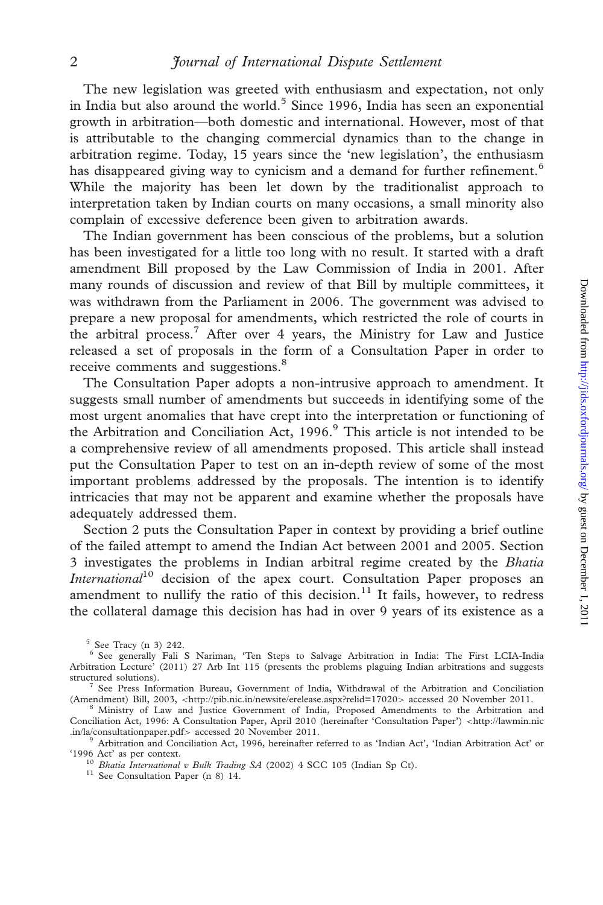The new legislation was greeted with enthusiasm and expectation, not only in India but also around the world.[5] Since 1996, India has seen an exponential growth in arbitration—both domestic and international. However, most of that is attributable to the changing commercial dynamics than to the change in arbitration regime. Today, 15 years since the 'new legislation', the enthusiasm has disappeared giving way to cynicism and a demand for further refinement.[6] While the majority has been let down by the traditionalist approach to interpretation taken by Indian courts on many occasions, a small minority also complain of excessive deference been given to arbitration awards.

The Indian government has been conscious of the problems, but a solution has been investigated for a little too long with no result. It started with a draft amendment Bill proposed by the Law Commission of India in 2001. After many rounds of discussion and review of that Bill by multiple committees, it was withdrawn from the Parliament in 2006. The government was advised to prepare a new proposal for amendments, which restricted the role of courts in the arbitral process.[7] After over 4 years, the Ministry for Law and Justice released a set of proposals in the form of a Consultation Paper in order to receive comments and suggestions.[8]

The Consultation Paper adopts a non-intrusive approach to amendment. It suggests small number of amendments but succeeds in identifying some of the most urgent anomalies that have crept into the interpretation or functioning of the Arbitration and Conciliation Act, 1996.[9] This article is not intended to be a comprehensive review of all amendments proposed. This article shall instead put the Consultation Paper to test on an in-depth review of some of the most important problems addressed by the proposals. The intention is to identify intricacies that may not be apparent and examine whether the proposals have adequately addressed them.

Section 2 puts the Consultation Paper in context by providing a brief outline of the failed attempt to amend the Indian Act between 2001 and 2005. Section 3 investigates the problems in Indian arbitral regime created by the *Bhatia International*[10] decision of the apex court. Consultation Paper proposes an amendment to nullify the ratio of this decision.[11] It fails, however, to redress the collateral damage this decision has had in over 9 years of its existence as a

---

[5] See Tracy (n 3) 242.

[6] See generally Fali S Nariman, 'Ten Steps to Salvage Arbitration in India: The First LCIA-India Arbitration Lecture' (2011) 27 Arb Int 115 (presents the problems plaguing Indian arbitrations and suggests structured solutions).

[7] See Press Information Bureau, Government of India, Withdrawal of the Arbitration and Conciliation (Amendment) Bill, 2003, <http://pib.nic.in/newsite/erelease.aspx?relid=17020> accessed 20 November 2011.

[8] Ministry of Law and Justice Government of India, Proposed Amendments to the Arbitration and Conciliation Act, 1996: A Consultation Paper, April 2010 (hereinafter 'Consultation Paper') <http://lawmin.nic.in/la/consultationpaper.pdf> accessed 20 November 2011.

[9] Arbitration and Conciliation Act, 1996, hereinafter referred to as 'Indian Act', 'Indian Arbitration Act' or '1996 Act' as per context.

[10] *Bhatia International v Bulk Trading SA* (2002) 4 SCC 105 (Indian Sp Ct).

[11] See Consultation Paper (n 8) 14.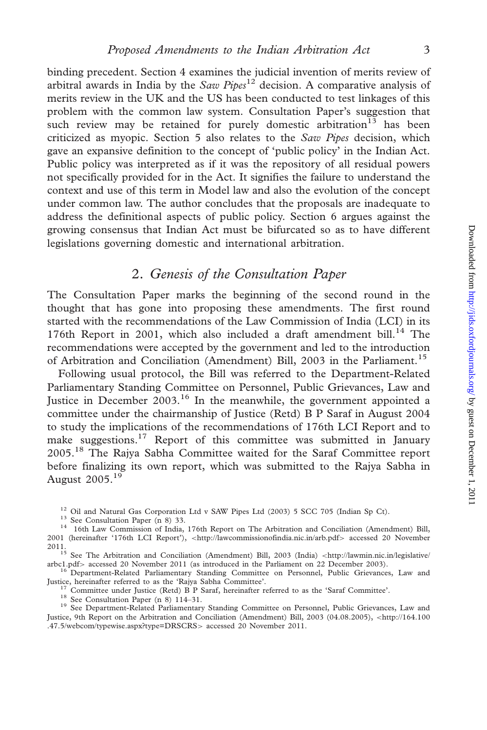binding precedent. Section 4 examines the judicial invention of merits review of arbitral awards in India by the *Saw Pipes*[12] decision. A comparative analysis of merits review in the UK and the US has been conducted to test linkages of this problem with the common law system. Consultation Paper's suggestion that such review may be retained for purely domestic arbitration[13] has been criticized as myopic. Section 5 also relates to the *Saw Pipes* decision, which gave an expansive definition to the concept of 'public policy' in the Indian Act. Public policy was interpreted as if it was the repository of all residual powers not specifically provided for in the Act. It signifies the failure to understand the context and use of this term in Model law and also the evolution of the concept under common law. The author concludes that the proposals are inadequate to address the definitional aspects of public policy. Section 6 argues against the growing consensus that Indian Act must be bifurcated so as to have different legislations governing domestic and international arbitration.

## 2. *Genesis of the Consultation Paper*

The Consultation Paper marks the beginning of the second round in the thought that has gone into proposing these amendments. The first round started with the recommendations of the Law Commission of India (LCI) in its 176th Report in 2001, which also included a draft amendment bill.[14] The recommendations were accepted by the government and led to the introduction of Arbitration and Conciliation (Amendment) Bill, 2003 in the Parliament.[15]

Following usual protocol, the Bill was referred to the Department-Related Parliamentary Standing Committee on Personnel, Public Grievances, Law and Justice in December 2003.[16] In the meanwhile, the government appointed a committee under the chairmanship of Justice (Retd) B P Saraf in August 2004 to study the implications of the recommendations of 176th LCI Report and to make suggestions.[17] Report of this committee was submitted in January 2005.[18] The Rajya Sabha Committee waited for the Saraf Committee report before finalizing its own report, which was submitted to the Rajya Sabha in August 2005.[19]

---

[12] Oil and Natural Gas Corporation Ltd v SAW Pipes Ltd (2003) 5 SCC 705 (Indian Sp Ct).

[13] See Consultation Paper (n 8) 33.

[14] 16th Law Commission of India, 176th Report on The Arbitration and Conciliation (Amendment) Bill, 2001 (hereinafter '176th LCI Report'), <http://lawcommissionofindia.nic.in/arb.pdf> accessed 20 November 2011.

[15] See The Arbitration and Conciliation (Amendment) Bill, 2003 (India) <http://lawmin.nic.in/legislative/arbc1.pdf> accessed 20 November 2011 (as introduced in the Parliament on 22 December 2003).

[16] Department-Related Parliamentary Standing Committee on Personnel, Public Grievances, Law and Justice, hereinafter referred to as the 'Rajya Sabha Committee'.

[17] Committee under Justice (Retd) B P Saraf, hereinafter referred to as the 'Saraf Committee'.

[18] See Consultation Paper (n 8) 114–31.

[19] See Department-Related Parliamentary Standing Committee on Personnel, Public Grievances, Law and Justice, 9th Report on the Arbitration and Conciliation (Amendment) Bill, 2003 (04.08.2005), <http://164.100.47.5/webcom/typewise.aspx?type=DRSCRS> accessed 20 November 2011.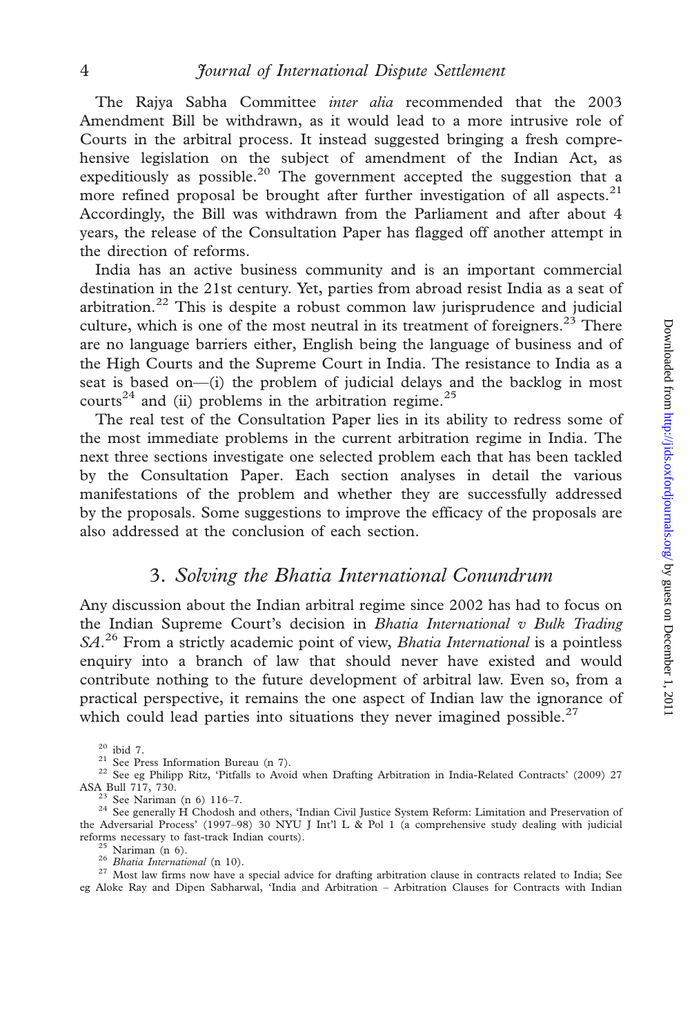The Rajya Sabha Committee *inter alia* recommended that the 2003 Amendment Bill be withdrawn, as it would lead to a more intrusive role of Courts in the arbitral process. It instead suggested bringing a fresh comprehensive legislation on the subject of amendment of the Indian Act, as expeditiously as possible.[20] The government accepted the suggestion that a more refined proposal be brought after further investigation of all aspects.[21] Accordingly, the Bill was withdrawn from the Parliament and after about 4 years, the release of the Consultation Paper has flagged off another attempt in the direction of reforms.

India has an active business community and is an important commercial destination in the 21st century. Yet, parties from abroad resist India as a seat of arbitration.[22] This is despite a robust common law jurisprudence and judicial culture, which is one of the most neutral in its treatment of foreigners.[23] There are no language barriers either, English being the language of business and of the High Courts and the Supreme Court in India. The resistance to India as a seat is based on—(i) the problem of judicial delays and the backlog in most courts[24] and (ii) problems in the arbitration regime.[25]

The real test of the Consultation Paper lies in its ability to redress some of the most immediate problems in the current arbitration regime in India. The next three sections investigate one selected problem each that has been tackled by the Consultation Paper. Each section analyses in detail the various manifestations of the problem and whether they are successfully addressed by the proposals. Some suggestions to improve the efficacy of the proposals are also addressed at the conclusion of each section.

## 3. *Solving the Bhatia International Conundrum*

Any discussion about the Indian arbitral regime since 2002 has had to focus on the Indian Supreme Court's decision in *Bhatia International v Bulk Trading SA*.[26] From a strictly academic point of view, *Bhatia International* is a pointless enquiry into a branch of law that should never have existed and would contribute nothing to the future development of arbitral law. Even so, from a practical perspective, it remains the one aspect of Indian law the ignorance of which could lead parties into situations they never imagined possible.[27]

---

[20] ibid 7.

[21] See Press Information Bureau (n 7).

[22] See eg Philipp Ritz, 'Pitfalls to Avoid when Drafting Arbitration in India-Related Contracts' (2009) 27 ASA Bull 717, 730.

[23] See Nariman (n 6) 116–7.

[24] See generally H Chodosh and others, 'Indian Civil Justice System Reform: Limitation and Preservation of the Adversarial Process' (1997–98) 30 NYU J Int'l L & Pol 1 (a comprehensive study dealing with judicial reforms necessary to fast-track Indian courts).

[25] Nariman (n 6).

[26] *Bhatia International* (n 10).

[27] Most law firms now have a special advice for drafting arbitration clause in contracts related to India; See eg Aloke Ray and Dipen Sabharwal, 'India and Arbitration – Arbitration Clauses for Contracts with Indian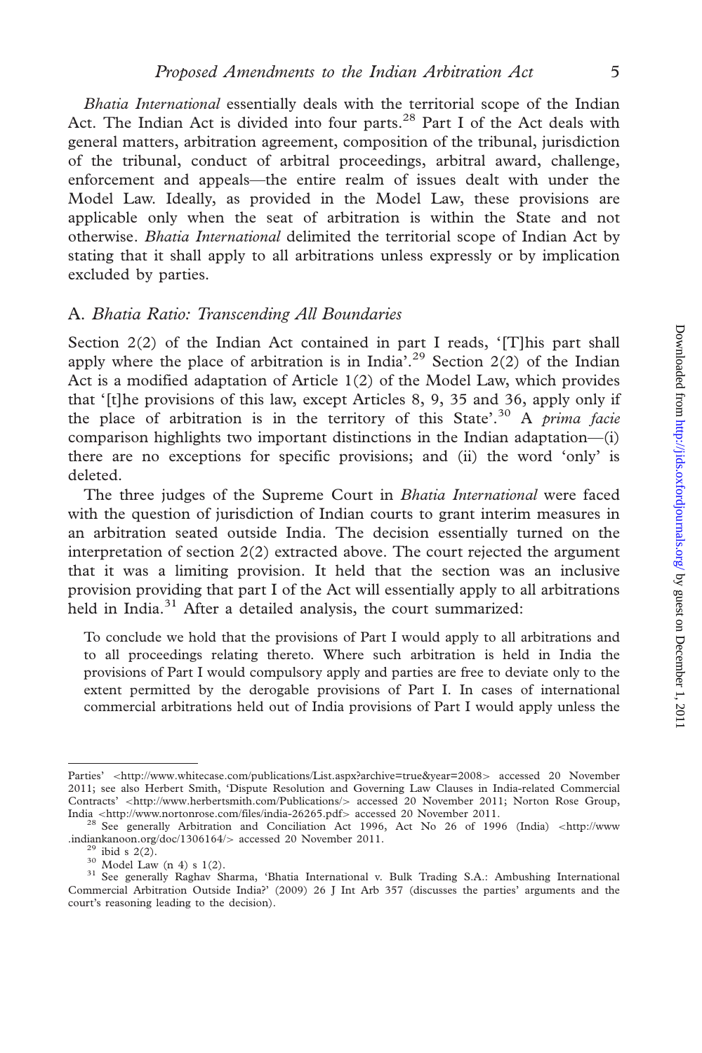*Bhatia International* essentially deals with the territorial scope of the Indian Act. The Indian Act is divided into four parts.[28] Part I of the Act deals with general matters, arbitration agreement, composition of the tribunal, jurisdiction of the tribunal, conduct of arbitral proceedings, arbitral award, challenge, enforcement and appeals—the entire realm of issues dealt with under the Model Law. Ideally, as provided in the Model Law, these provisions are applicable only when the seat of arbitration is within the State and not otherwise. *Bhatia International* delimited the territorial scope of Indian Act by stating that it shall apply to all arbitrations unless expressly or by implication excluded by parties.

## A. *Bhatia Ratio: Transcending All Boundaries*

Section 2(2) of the Indian Act contained in part I reads, '[T]his part shall apply where the place of arbitration is in India'.[29] Section 2(2) of the Indian Act is a modified adaptation of Article 1(2) of the Model Law, which provides that '[t]he provisions of this law, except Articles 8, 9, 35 and 36, apply only if the place of arbitration is in the territory of this State'.[30] A *prima facie* comparison highlights two important distinctions in the Indian adaptation—(i) there are no exceptions for specific provisions; and (ii) the word 'only' is deleted.

The three judges of the Supreme Court in *Bhatia International* were faced with the question of jurisdiction of Indian courts to grant interim measures in an arbitration seated outside India. The decision essentially turned on the interpretation of section 2(2) extracted above. The court rejected the argument that it was a limiting provision. It held that the section was an inclusive provision providing that part I of the Act will essentially apply to all arbitrations held in India.[31] After a detailed analysis, the court summarized:

> To conclude we hold that the provisions of Part I would apply to all arbitrations and to all proceedings relating thereto. Where such arbitration is held in India the provisions of Part I would compulsory apply and parties are free to deviate only to the extent permitted by the derogable provisions of Part I. In cases of international commercial arbitrations held out of India provisions of Part I would apply unless the

---

Parties' <http://www.whitecase.com/publications/List.aspx?archive=true&year=2008> accessed 20 November 2011; see also Herbert Smith, 'Dispute Resolution and Governing Law Clauses in India-related Commercial Contracts' <http://www.herbertsmith.com/Publications/> accessed 20 November 2011; Norton Rose Group, India <http://www.nortonrose.com/files/india-26265.pdf> accessed 20 November 2011.

[28] See generally Arbitration and Conciliation Act 1996, Act No 26 of 1996 (India) <http://www.indiankanoon.org/doc/1306164/> accessed 20 November 2011.

[29] ibid s 2(2).

[30] Model Law (n 4) s 1(2).

[31] See generally Raghav Sharma, 'Bhatia International v. Bulk Trading S.A.: Ambushing International Commercial Arbitration Outside India?' (2009) 26 J Int Arb 357 (discusses the parties' arguments and the court's reasoning leading to the decision).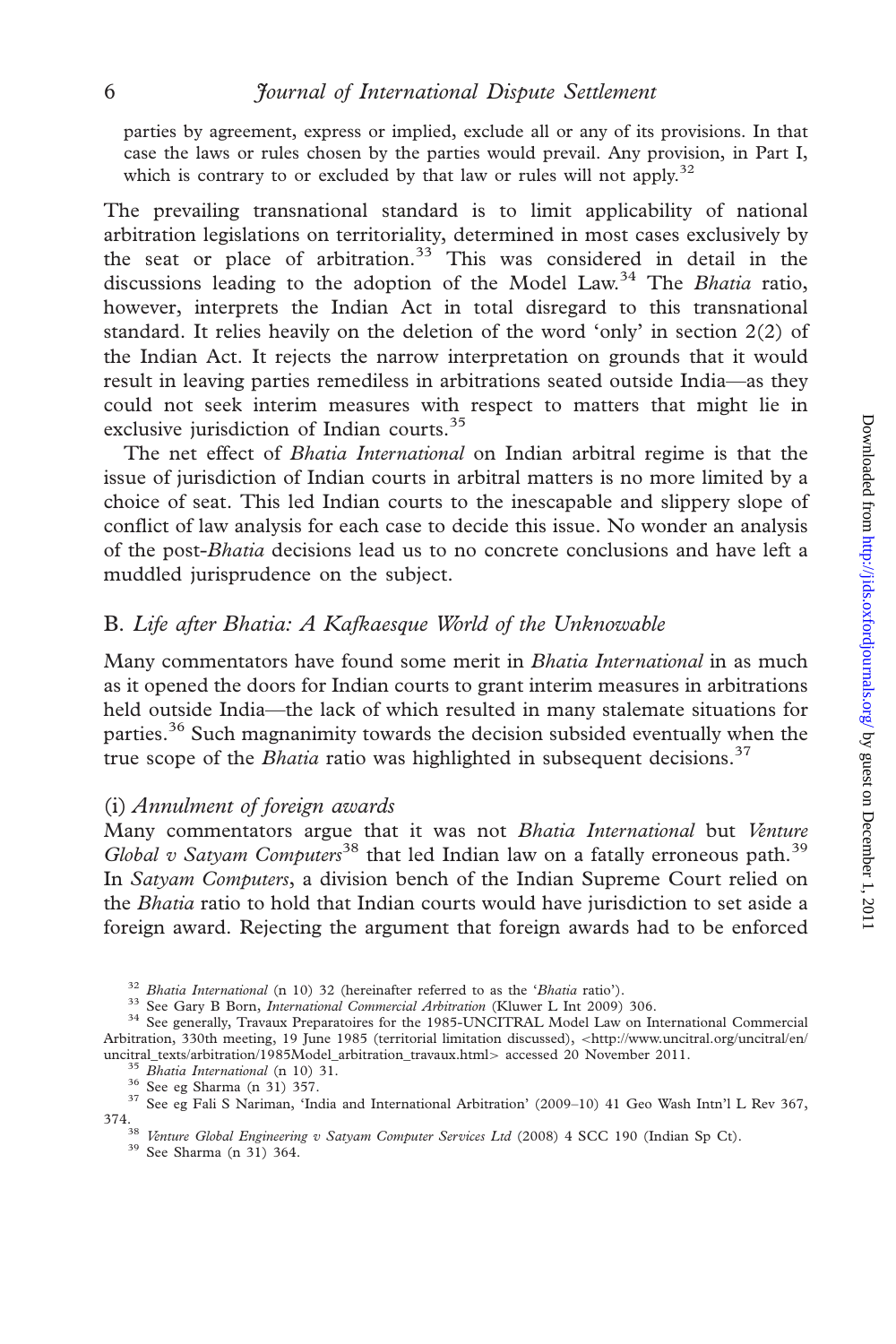parties by agreement, express or implied, exclude all or any of its provisions. In that case the laws or rules chosen by the parties would prevail. Any provision, in Part I, which is contrary to or excluded by that law or rules will not apply.[32]

The prevailing transnational standard is to limit applicability of national arbitration legislations on territoriality, determined in most cases exclusively by the seat or place of arbitration.[33] This was considered in detail in the discussions leading to the adoption of the Model Law.[34] The *Bhatia* ratio, however, interprets the Indian Act in total disregard to this transnational standard. It relies heavily on the deletion of the word 'only' in section 2(2) of the Indian Act. It rejects the narrow interpretation on grounds that it would result in leaving parties remediless in arbitrations seated outside India—as they could not seek interim measures with respect to matters that might lie in exclusive jurisdiction of Indian courts.[35]

The net effect of *Bhatia International* on Indian arbitral regime is that the issue of jurisdiction of Indian courts in arbitral matters is no more limited by a choice of seat. This led Indian courts to the inescapable and slippery slope of conflict of law analysis for each case to decide this issue. No wonder an analysis of the post-*Bhatia* decisions lead us to no concrete conclusions and have left a muddled jurisprudence on the subject.

## B. *Life after Bhatia: A Kafkaesque World of the Unknowable*

Many commentators have found some merit in *Bhatia International* in as much as it opened the doors for Indian courts to grant interim measures in arbitrations held outside India—the lack of which resulted in many stalemate situations for parties.[36] Such magnanimity towards the decision subsided eventually when the true scope of the *Bhatia* ratio was highlighted in subsequent decisions.[37]

### (i) *Annulment of foreign awards*

Many commentators argue that it was not *Bhatia International* but *Venture Global v Satyam Computers*[38] that led Indian law on a fatally erroneous path.[39] In *Satyam Computers*, a division bench of the Indian Supreme Court relied on the *Bhatia* ratio to hold that Indian courts would have jurisdiction to set aside a foreign award. Rejecting the argument that foreign awards had to be enforced

[32] *Bhatia International* (n 10) 32 (hereinafter referred to as the '*Bhatia* ratio').

[33] See Gary B Born, *International Commercial Arbitration* (Kluwer L Int 2009) 306.

[34] See generally, Travaux Preparatoires for the 1985-UNCITRAL Model Law on International Commercial Arbitration, 330th meeting, 19 June 1985 (territorial limitation discussed), <http://www.uncitral.org/uncitral/en/uncitral_texts/arbitration/1985Model_arbitration_travaux.html> accessed 20 November 2011.

[35] *Bhatia International* (n 10) 31.

[36] See eg Sharma (n 31) 357.

[37] See eg Fali S Nariman, 'India and International Arbitration' (2009–10) 41 Geo Wash Intn'l L Rev 367, 374.

[38] *Venture Global Engineering v Satyam Computer Services Ltd* (2008) 4 SCC 190 (Indian Sp Ct).

[39] See Sharma (n 31) 364.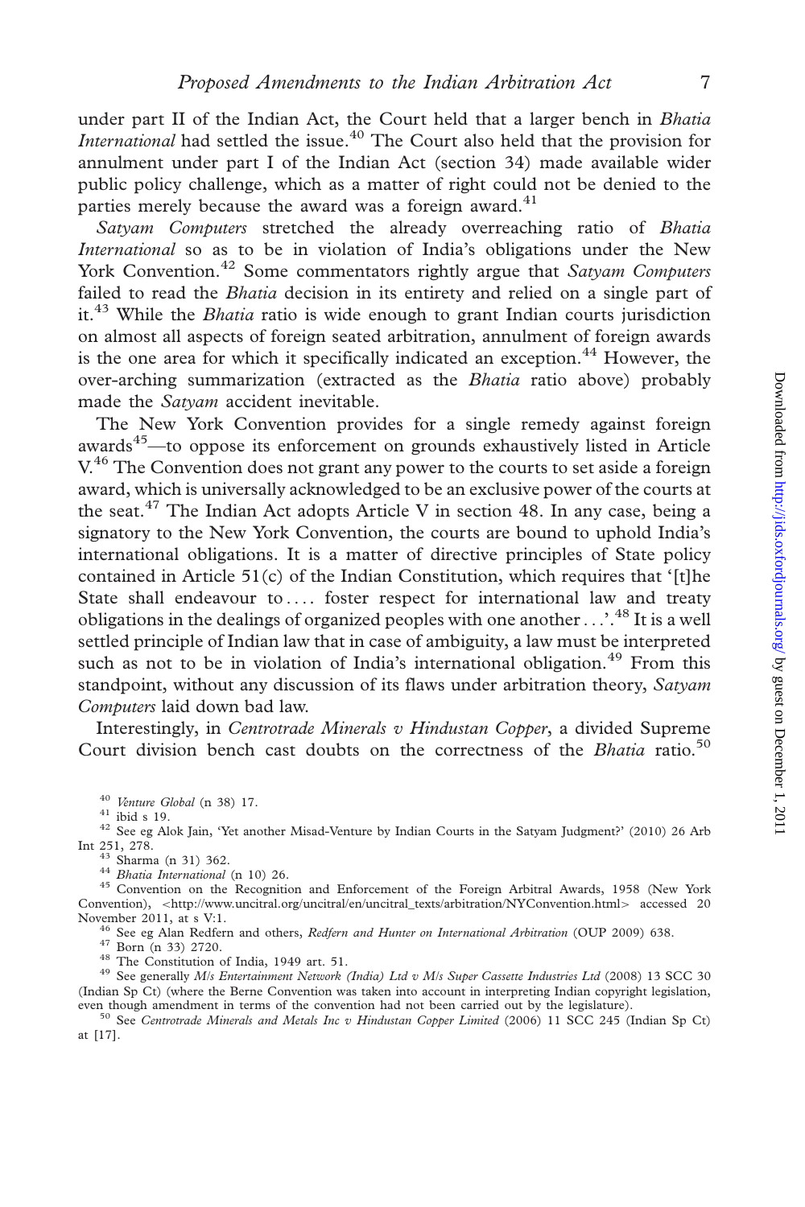under part II of the Indian Act, the Court held that a larger bench in *Bhatia International* had settled the issue.[40] The Court also held that the provision for annulment under part I of the Indian Act (section 34) made available wider public policy challenge, which as a matter of right could not be denied to the parties merely because the award was a foreign award.[41]

*Satyam Computers* stretched the already overreaching ratio of *Bhatia International* so as to be in violation of India's obligations under the New York Convention.[42] Some commentators rightly argue that *Satyam Computers* failed to read the *Bhatia* decision in its entirety and relied on a single part of it.[43] While the *Bhatia* ratio is wide enough to grant Indian courts jurisdiction on almost all aspects of foreign seated arbitration, annulment of foreign awards is the one area for which it specifically indicated an exception.[44] However, the over-arching summarization (extracted as the *Bhatia* ratio above) probably made the *Satyam* accident inevitable.

The New York Convention provides for a single remedy against foreign awards[45]—to oppose its enforcement on grounds exhaustively listed in Article V.[46] The Convention does not grant any power to the courts to set aside a foreign award, which is universally acknowledged to be an exclusive power of the courts at the seat.[47] The Indian Act adopts Article V in section 48. In any case, being a signatory to the New York Convention, the courts are bound to uphold India's international obligations. It is a matter of directive principles of State policy contained in Article 51(c) of the Indian Constitution, which requires that '[t]he State shall endeavour to.... foster respect for international law and treaty obligations in the dealings of organized peoples with one another . . .'.[48] It is a well settled principle of Indian law that in case of ambiguity, a law must be interpreted such as not to be in violation of India's international obligation.[49] From this standpoint, without any discussion of its flaws under arbitration theory, *Satyam Computers* laid down bad law.

Interestingly, in *Centrotrade Minerals v Hindustan Copper*, a divided Supreme Court division bench cast doubts on the correctness of the *Bhatia* ratio.[50]

---

[40] *Venture Global* (n 38) 17.

[41] ibid s 19.

[42] See eg Alok Jain, 'Yet another Misad-Venture by Indian Courts in the Satyam Judgment?' (2010) 26 Arb Int 251, 278.

[43] Sharma (n 31) 362.

[44] *Bhatia International* (n 10) 26.

[45] Convention on the Recognition and Enforcement of the Foreign Arbitral Awards, 1958 (New York Convention), <http://www.uncitral.org/uncitral/en/uncitral_texts/arbitration/NYConvention.html> accessed 20 November 2011, at s V:1.

[46] See eg Alan Redfern and others, *Redfern and Hunter on International Arbitration* (OUP 2009) 638.

[47] Born (n 33) 2720.

[48] The Constitution of India, 1949 art. 51.

[49] See generally *M/s Entertainment Network (India) Ltd v M/s Super Cassette Industries Ltd* (2008) 13 SCC 30 (Indian Sp Ct) (where the Berne Convention was taken into account in interpreting Indian copyright legislation, even though amendment in terms of the convention had not been carried out by the legislature).

[50] See *Centrotrade Minerals and Metals Inc v Hindustan Copper Limited* (2006) 11 SCC 245 (Indian Sp Ct) at [17].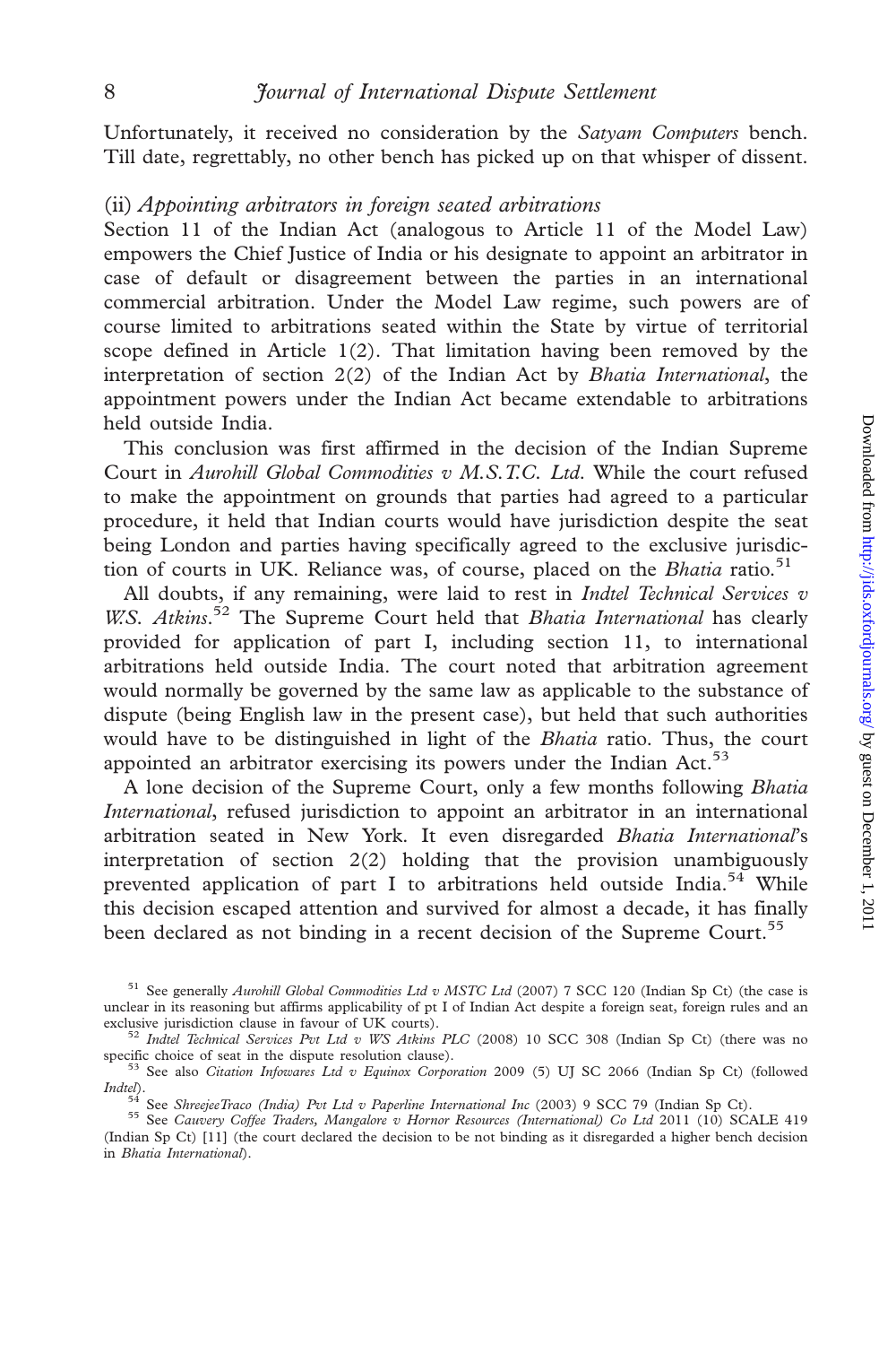Unfortunately, it received no consideration by the *Satyam Computers* bench. Till date, regrettably, no other bench has picked up on that whisper of dissent.

### (ii) *Appointing arbitrators in foreign seated arbitrations*

Section 11 of the Indian Act (analogous to Article 11 of the Model Law) empowers the Chief Justice of India or his designate to appoint an arbitrator in case of default or disagreement between the parties in an international commercial arbitration. Under the Model Law regime, such powers are of course limited to arbitrations seated within the State by virtue of territorial scope defined in Article 1(2). That limitation having been removed by the interpretation of section 2(2) of the Indian Act by *Bhatia International*, the appointment powers under the Indian Act became extendable to arbitrations held outside India.

This conclusion was first affirmed in the decision of the Indian Supreme Court in *Aurohill Global Commodities v M.S.T.C. Ltd*. While the court refused to make the appointment on grounds that parties had agreed to a particular procedure, it held that Indian courts would have jurisdiction despite the seat being London and parties having specifically agreed to the exclusive jurisdiction of courts in UK. Reliance was, of course, placed on the *Bhatia* ratio.[51]

All doubts, if any remaining, were laid to rest in *Indtel Technical Services v W.S. Atkins*.[52] The Supreme Court held that *Bhatia International* has clearly provided for application of part I, including section 11, to international arbitrations held outside India. The court noted that arbitration agreement would normally be governed by the same law as applicable to the substance of dispute (being English law in the present case), but held that such authorities would have to be distinguished in light of the *Bhatia* ratio. Thus, the court appointed an arbitrator exercising its powers under the Indian Act.[53]

A lone decision of the Supreme Court, only a few months following *Bhatia International*, refused jurisdiction to appoint an arbitrator in an international arbitration seated in New York. It even disregarded *Bhatia International*'s interpretation of section 2(2) holding that the provision unambiguously prevented application of part I to arbitrations held outside India.[54] While this decision escaped attention and survived for almost a decade, it has finally been declared as not binding in a recent decision of the Supreme Court.[55]

---

[51] See generally *Aurohill Global Commodities Ltd v MSTC Ltd* (2007) 7 SCC 120 (Indian Sp Ct) (the case is unclear in its reasoning but affirms applicability of pt I of Indian Act despite a foreign seat, foreign rules and an exclusive jurisdiction clause in favour of UK courts).

[52] *Indtel Technical Services Pvt Ltd v WS Atkins PLC* (2008) 10 SCC 308 (Indian Sp Ct) (there was no specific choice of seat in the dispute resolution clause).

[53] See also *Citation Infowares Ltd v Equinox Corporation* 2009 (5) UJ SC 2066 (Indian Sp Ct) (followed *Indtel*).

[54] See *ShreejeeTraco (India) Pvt Ltd v Paperline International Inc* (2003) 9 SCC 79 (Indian Sp Ct).

[55] See *Cauvery Coffee Traders, Mangalore v Hornor Resources (International) Co Ltd* 2011 (10) SCALE 419 (Indian Sp Ct) [11] (the court declared the decision to be not binding as it disregarded a higher bench decision in *Bhatia International*).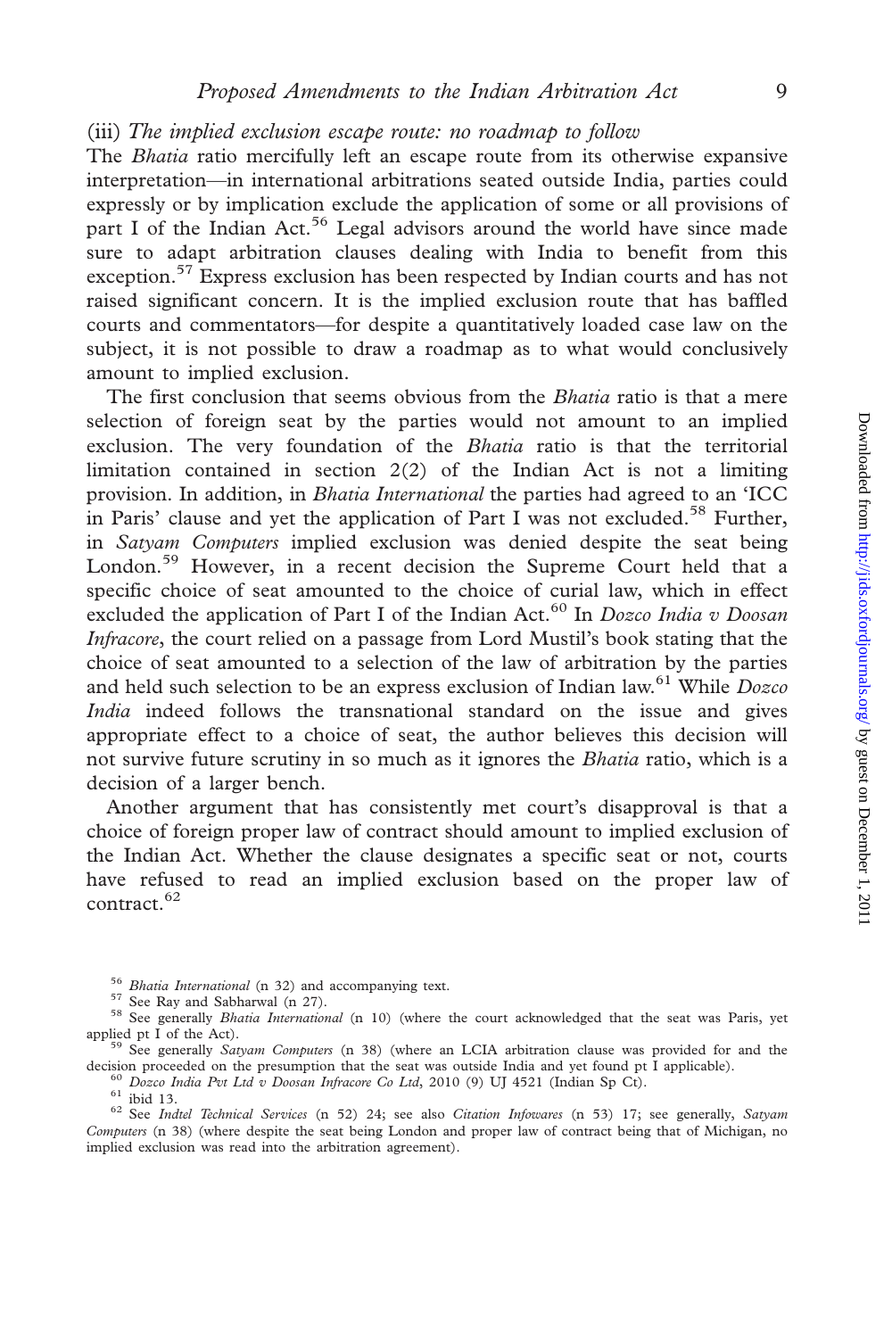### (iii) *The implied exclusion escape route: no roadmap to follow*

The *Bhatia* ratio mercifully left an escape route from its otherwise expansive interpretation—in international arbitrations seated outside India, parties could expressly or by implication exclude the application of some or all provisions of part I of the Indian Act.[56] Legal advisors around the world have since made sure to adapt arbitration clauses dealing with India to benefit from this exception.[57] Express exclusion has been respected by Indian courts and has not raised significant concern. It is the implied exclusion route that has baffled courts and commentators—for despite a quantitatively loaded case law on the subject, it is not possible to draw a roadmap as to what would conclusively amount to implied exclusion.

The first conclusion that seems obvious from the *Bhatia* ratio is that a mere selection of foreign seat by the parties would not amount to an implied exclusion. The very foundation of the *Bhatia* ratio is that the territorial limitation contained in section 2(2) of the Indian Act is not a limiting provision. In addition, in *Bhatia International* the parties had agreed to an 'ICC in Paris' clause and yet the application of Part I was not excluded.[58] Further, in *Satyam Computers* implied exclusion was denied despite the seat being London.[59] However, in a recent decision the Supreme Court held that a specific choice of seat amounted to the choice of curial law, which in effect excluded the application of Part I of the Indian Act.[60] In *Dozco India v Doosan Infracore*, the court relied on a passage from Lord Mustil's book stating that the choice of seat amounted to a selection of the law of arbitration by the parties and held such selection to be an express exclusion of Indian law.[61] While *Dozco India* indeed follows the transnational standard on the issue and gives appropriate effect to a choice of seat, the author believes this decision will not survive future scrutiny in so much as it ignores the *Bhatia* ratio, which is a decision of a larger bench.

Another argument that has consistently met court's disapproval is that a choice of foreign proper law of contract should amount to implied exclusion of the Indian Act. Whether the clause designates a specific seat or not, courts have refused to read an implied exclusion based on the proper law of contract.[62]

---

[56] *Bhatia International* (n 32) and accompanying text.

[57] See Ray and Sabharwal (n 27).

[58] See generally *Bhatia International* (n 10) (where the court acknowledged that the seat was Paris, yet applied pt I of the Act).

[59] See generally *Satyam Computers* (n 38) (where an LCIA arbitration clause was provided for and the decision proceeded on the presumption that the seat was outside India and yet found pt I applicable).

[60] *Dozco India Pvt Ltd v Doosan Infracore Co Ltd*, 2010 (9) UJ 4521 (Indian Sp Ct).

[61] ibid 13.

[62] See *Indtel Technical Services* (n 52) 24; see also *Citation Infowares* (n 53) 17; see generally, *Satyam Computers* (n 38) (where despite the seat being London and proper law of contract being that of Michigan, no implied exclusion was read into the arbitration agreement).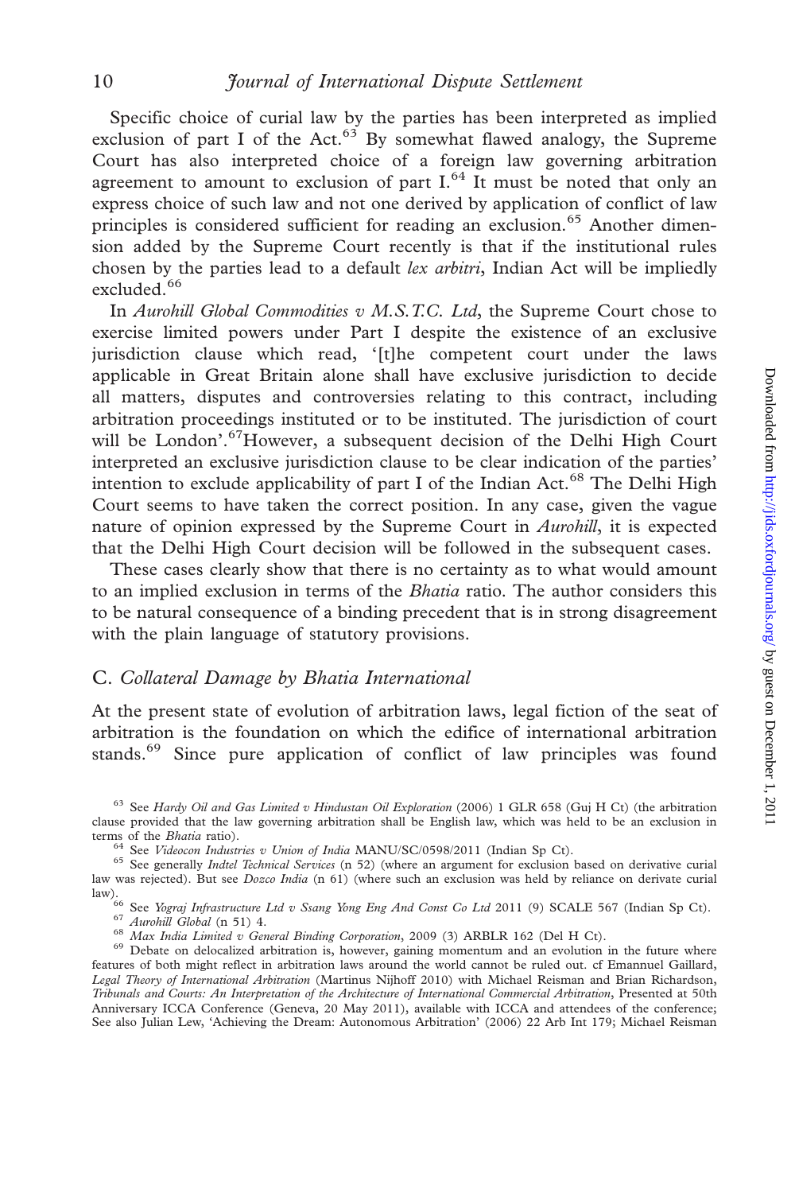Specific choice of curial law by the parties has been interpreted as implied exclusion of part I of the Act.[63] By somewhat flawed analogy, the Supreme Court has also interpreted choice of a foreign law governing arbitration agreement to amount to exclusion of part I.[64] It must be noted that only an express choice of such law and not one derived by application of conflict of law principles is considered sufficient for reading an exclusion.[65] Another dimension added by the Supreme Court recently is that if the institutional rules chosen by the parties lead to a default *lex arbitri*, Indian Act will be impliedly excluded.[66]

In *Aurohill Global Commodities v M.S.T.C. Ltd*, the Supreme Court chose to exercise limited powers under Part I despite the existence of an exclusive jurisdiction clause which read, '[t]he competent court under the laws applicable in Great Britain alone shall have exclusive jurisdiction to decide all matters, disputes and controversies relating to this contract, including arbitration proceedings instituted or to be instituted. The jurisdiction of court will be London'.[67]However, a subsequent decision of the Delhi High Court interpreted an exclusive jurisdiction clause to be clear indication of the parties' intention to exclude applicability of part I of the Indian Act.[68] The Delhi High Court seems to have taken the correct position. In any case, given the vague nature of opinion expressed by the Supreme Court in *Aurohill*, it is expected that the Delhi High Court decision will be followed in the subsequent cases.

These cases clearly show that there is no certainty as to what would amount to an implied exclusion in terms of the *Bhatia* ratio. The author considers this to be natural consequence of a binding precedent that is in strong disagreement with the plain language of statutory provisions.

### C. *Collateral Damage by Bhatia International*

At the present state of evolution of arbitration laws, legal fiction of the seat of arbitration is the foundation on which the edifice of international arbitration stands.[69] Since pure application of conflict of law principles was found

---

[63] See *Hardy Oil and Gas Limited v Hindustan Oil Exploration* (2006) 1 GLR 658 (Guj H Ct) (the arbitration clause provided that the law governing arbitration shall be English law, which was held to be an exclusion in terms of the *Bhatia* ratio).

[64] See *Videocon Industries v Union of India* MANU/SC/0598/2011 (Indian Sp Ct).

[65] See generally *Indtel Technical Services* (n 52) (where an argument for exclusion based on derivative curial law was rejected). But see *Dozco India* (n 61) (where such an exclusion was held by reliance on derivate curial law).

[66] See *Yograj Infrastructure Ltd v Ssang Yong Eng And Const Co Ltd* 2011 (9) SCALE 567 (Indian Sp Ct).

[67] *Aurohill Global* (n 51) 4.

[68] *Max India Limited v General Binding Corporation*, 2009 (3) ARBLR 162 (Del H Ct).

[69] Debate on delocalized arbitration is, however, gaining momentum and an evolution in the future where features of both might reflect in arbitration laws around the world cannot be ruled out. cf Emannuel Gaillard, *Legal Theory of International Arbitration* (Martinus Nijhoff 2010) with Michael Reisman and Brian Richardson, *Tribunals and Courts: An Interpretation of the Architecture of International Commercial Arbitration*, Presented at 50th Anniversary ICCA Conference (Geneva, 20 May 2011), available with ICCA and attendees of the conference; See also Julian Lew, 'Achieving the Dream: Autonomous Arbitration' (2006) 22 Arb Int 179; Michael Reisman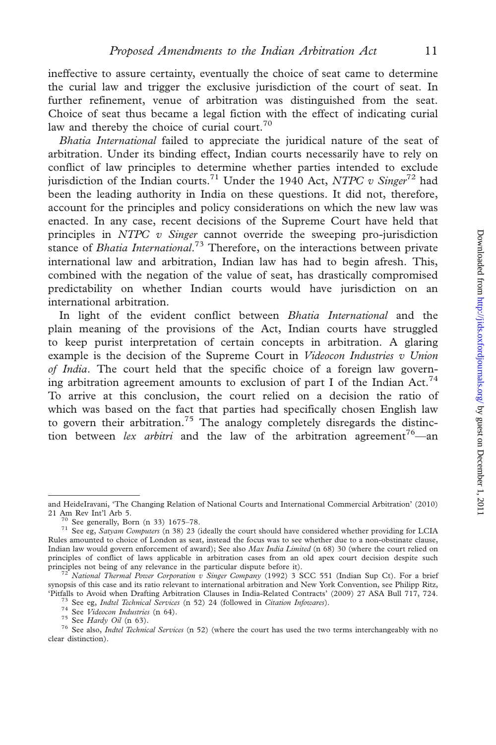ineffective to assure certainty, eventually the choice of seat came to determine the curial law and trigger the exclusive jurisdiction of the court of seat. In further refinement, venue of arbitration was distinguished from the seat. Choice of seat thus became a legal fiction with the effect of indicating curial law and thereby the choice of curial court.[70]

*Bhatia International* failed to appreciate the juridical nature of the seat of arbitration. Under its binding effect, Indian courts necessarily have to rely on conflict of law principles to determine whether parties intended to exclude jurisdiction of the Indian courts.[71] Under the 1940 Act, *NTPC v Singer*[72] had been the leading authority in India on these questions. It did not, therefore, account for the principles and policy considerations on which the new law was enacted. In any case, recent decisions of the Supreme Court have held that principles in *NTPC v Singer* cannot override the sweeping pro-jurisdiction stance of *Bhatia International*.[73] Therefore, on the interactions between private international law and arbitration, Indian law has had to begin afresh. This, combined with the negation of the value of seat, has drastically compromised predictability on whether Indian courts would have jurisdiction on an international arbitration.

In light of the evident conflict between *Bhatia International* and the plain meaning of the provisions of the Act, Indian courts have struggled to keep purist interpretation of certain concepts in arbitration. A glaring example is the decision of the Supreme Court in *Videocon Industries v Union of India*. The court held that the specific choice of a foreign law governing arbitration agreement amounts to exclusion of part I of the Indian Act.[74] To arrive at this conclusion, the court relied on a decision the ratio of which was based on the fact that parties had specifically chosen English law to govern their arbitration.[75] The analogy completely disregards the distinction between *lex arbitri* and the law of the arbitration agreement[76]—an

---

and HeideIravani, 'The Changing Relation of National Courts and International Commercial Arbitration' (2010) 21 Am Rev Int'l Arb 5.

[70] See generally, Born (n 33) 1675–78.

[71] See eg, *Satyam Computers* (n 38) 23 (ideally the court should have considered whether providing for LCIA Rules amounted to choice of London as seat, instead the focus was to see whether due to a non-obstinate clause, Indian law would govern enforcement of award); See also *Max India Limited* (n 68) 30 (where the court relied on principles of conflict of laws applicable in arbitration cases from an old apex court decision despite such principles not being of any relevance in the particular dispute before it).

[72] *National Thermal Power Corporation v Singer Company* (1992) 3 SCC 551 (Indian Sup Ct). For a brief synopsis of this case and its ratio relevant to international arbitration and New York Convention, see Philipp Ritz, 'Pitfalls to Avoid when Drafting Arbitration Clauses in India-Related Contracts' (2009) 27 ASA Bull 717, 724.

[73] See eg, *Indtel Technical Services* (n 52) 24 (followed in *Citation Infowares*).

[74] See *Videocon Industries* (n 64).

[75] See *Hardy Oil* (n 63).

[76] See also, *Indtel Technical Services* (n 52) (where the court has used the two terms interchangeably with no clear distinction).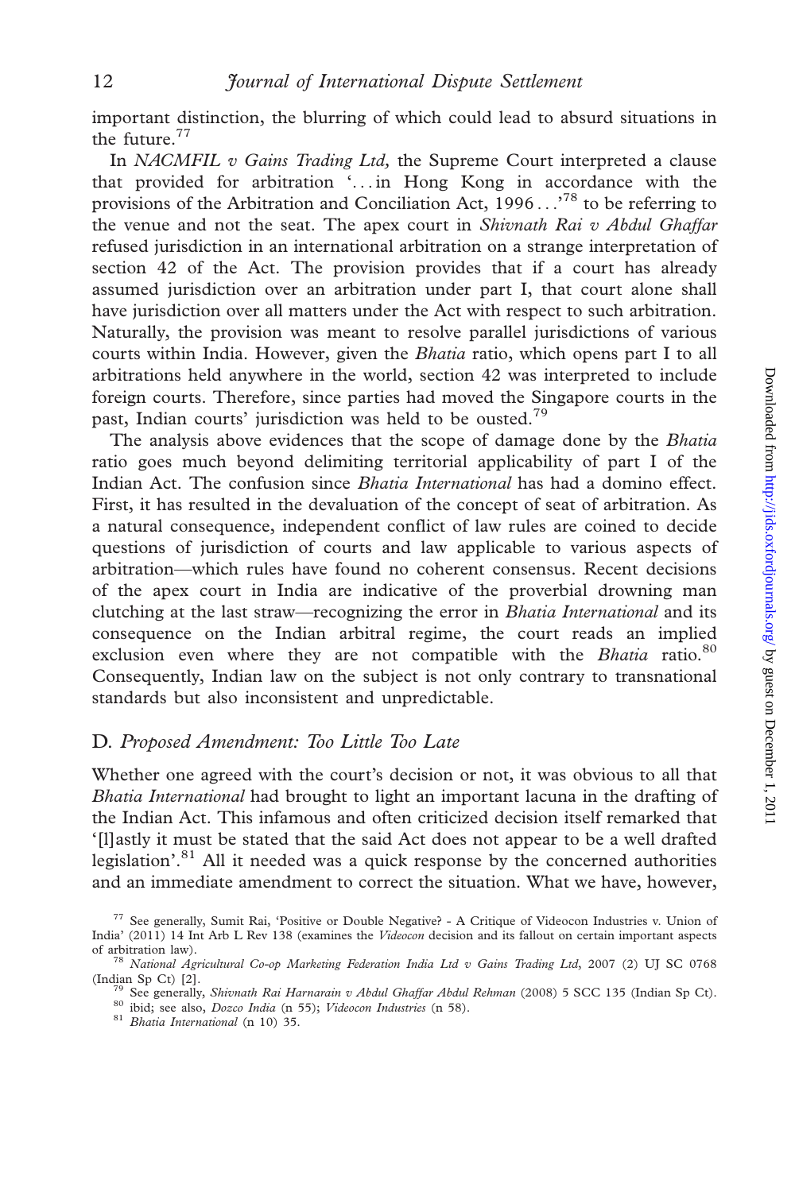important distinction, the blurring of which could lead to absurd situations in the future.[77]

In *NACMFIL v Gains Trading Ltd*, the Supreme Court interpreted a clause that provided for arbitration '... in Hong Kong in accordance with the provisions of the Arbitration and Conciliation Act, 1996 ...'[78] to be referring to the venue and not the seat. The apex court in *Shivnath Rai v Abdul Ghaffar* refused jurisdiction in an international arbitration on a strange interpretation of section 42 of the Act. The provision provides that if a court has already assumed jurisdiction over an arbitration under part I, that court alone shall have jurisdiction over all matters under the Act with respect to such arbitration. Naturally, the provision was meant to resolve parallel jurisdictions of various courts within India. However, given the *Bhatia* ratio, which opens part I to all arbitrations held anywhere in the world, section 42 was interpreted to include foreign courts. Therefore, since parties had moved the Singapore courts in the past, Indian courts' jurisdiction was held to be ousted.[79]

The analysis above evidences that the scope of damage done by the *Bhatia* ratio goes much beyond delimiting territorial applicability of part I of the Indian Act. The confusion since *Bhatia International* has had a domino effect. First, it has resulted in the devaluation of the concept of seat of arbitration. As a natural consequence, independent conflict of law rules are coined to decide questions of jurisdiction of courts and law applicable to various aspects of arbitration—which rules have found no coherent consensus. Recent decisions of the apex court in India are indicative of the proverbial drowning man clutching at the last straw—recognizing the error in *Bhatia International* and its consequence on the Indian arbitral regime, the court reads an implied exclusion even where they are not compatible with the *Bhatia* ratio.[80] Consequently, Indian law on the subject is not only contrary to transnational standards but also inconsistent and unpredictable.

## D. *Proposed Amendment: Too Little Too Late*

Whether one agreed with the court's decision or not, it was obvious to all that *Bhatia International* had brought to light an important lacuna in the drafting of the Indian Act. This infamous and often criticized decision itself remarked that '[l]astly it must be stated that the said Act does not appear to be a well drafted legislation'.[81] All it needed was a quick response by the concerned authorities and an immediate amendment to correct the situation. What we have, however,

---

[77] See generally, Sumit Rai, 'Positive or Double Negative? - A Critique of Videocon Industries v. Union of India' (2011) 14 Int Arb L Rev 138 (examines the *Videocon* decision and its fallout on certain important aspects of arbitration law).

[78] *National Agricultural Co-op Marketing Federation India Ltd v Gains Trading Ltd*, 2007 (2) UJ SC 0768 (Indian Sp Ct) [2].

[79] See generally, *Shivnath Rai Harnarain v Abdul Ghaffar Abdul Rehman* (2008) 5 SCC 135 (Indian Sp Ct).

[80] ibid; see also, *Dozco India* (n 55); *Videocon Industries* (n 58).

[81] *Bhatia International* (n 10) 35.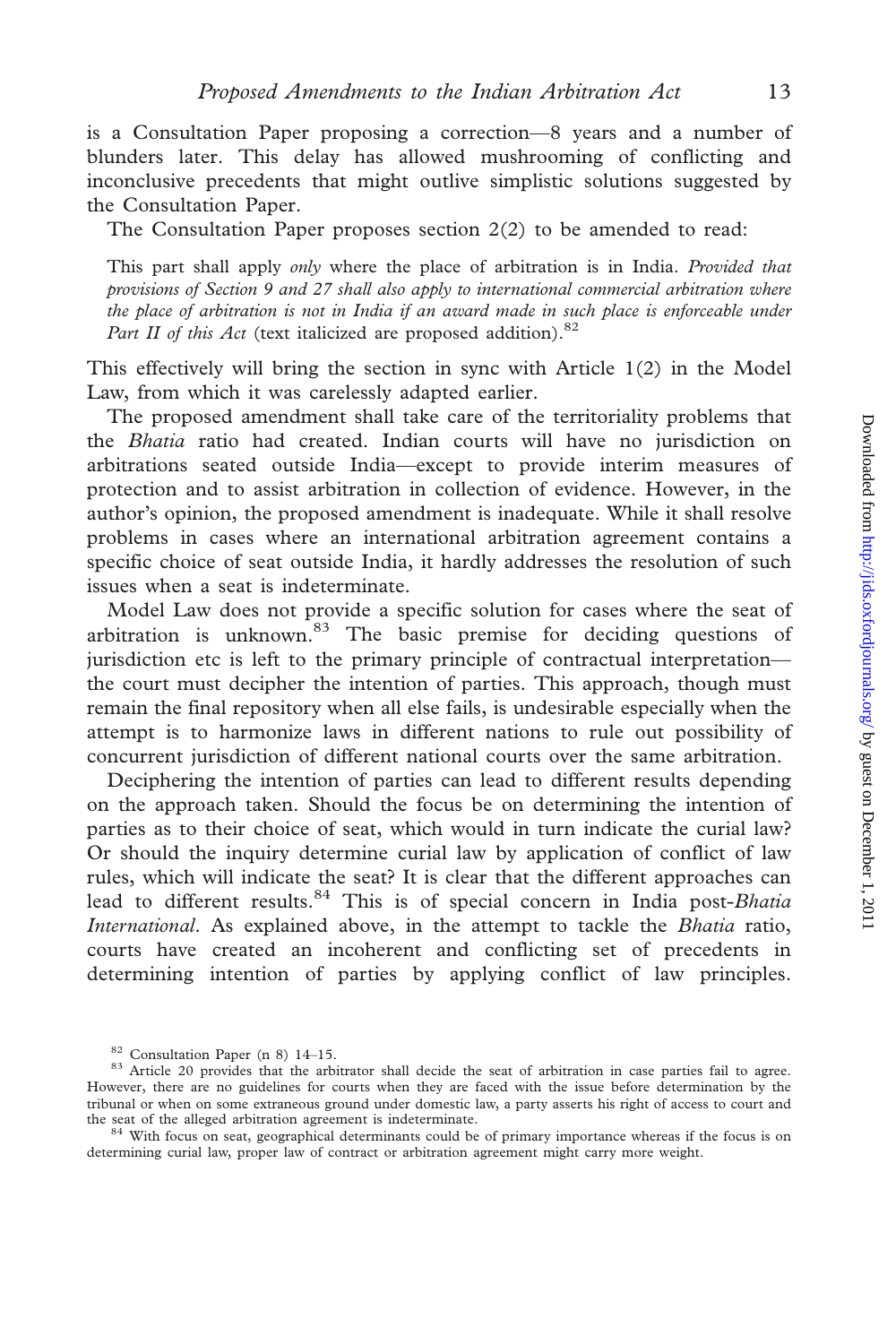is a Consultation Paper proposing a correction—8 years and a number of blunders later. This delay has allowed mushrooming of conflicting and inconclusive precedents that might outlive simplistic solutions suggested by the Consultation Paper.

The Consultation Paper proposes section 2(2) to be amended to read:

> This part shall apply *only* where the place of arbitration is in India. *Provided that provisions of Section 9 and 27 shall also apply to international commercial arbitration where the place of arbitration is not in India if an award made in such place is enforceable under Part II of this Act* (text italicized are proposed addition).[82]

This effectively will bring the section in sync with Article 1(2) in the Model Law, from which it was carelessly adapted earlier.

The proposed amendment shall take care of the territoriality problems that the *Bhatia* ratio had created. Indian courts will have no jurisdiction on arbitrations seated outside India—except to provide interim measures of protection and to assist arbitration in collection of evidence. However, in the author's opinion, the proposed amendment is inadequate. While it shall resolve problems in cases where an international arbitration agreement contains a specific choice of seat outside India, it hardly addresses the resolution of such issues when a seat is indeterminate.

Model Law does not provide a specific solution for cases where the seat of arbitration is unknown.[83] The basic premise for deciding questions of jurisdiction etc is left to the primary principle of contractual interpretation—the court must decipher the intention of parties. This approach, though must remain the final repository when all else fails, is undesirable especially when the attempt is to harmonize laws in different nations to rule out possibility of concurrent jurisdiction of different national courts over the same arbitration.

Deciphering the intention of parties can lead to different results depending on the approach taken. Should the focus be on determining the intention of parties as to their choice of seat, which would in turn indicate the curial law? Or should the inquiry determine curial law by application of conflict of law rules, which will indicate the seat? It is clear that the different approaches can lead to different results.[84] This is of special concern in India post-*Bhatia International*. As explained above, in the attempt to tackle the *Bhatia* ratio, courts have created an incoherent and conflicting set of precedents in determining intention of parties by applying conflict of law principles.

---

[82] Consultation Paper (n 8) 14–15.

[83] Article 20 provides that the arbitrator shall decide the seat of arbitration in case parties fail to agree. However, there are no guidelines for courts when they are faced with the issue before determination by the tribunal or when on some extraneous ground under domestic law, a party asserts his right of access to court and the seat of the alleged arbitration agreement is indeterminate.

[84] With focus on seat, geographical determinants could be of primary importance whereas if the focus is on determining curial law, proper law of contract or arbitration agreement might carry more weight.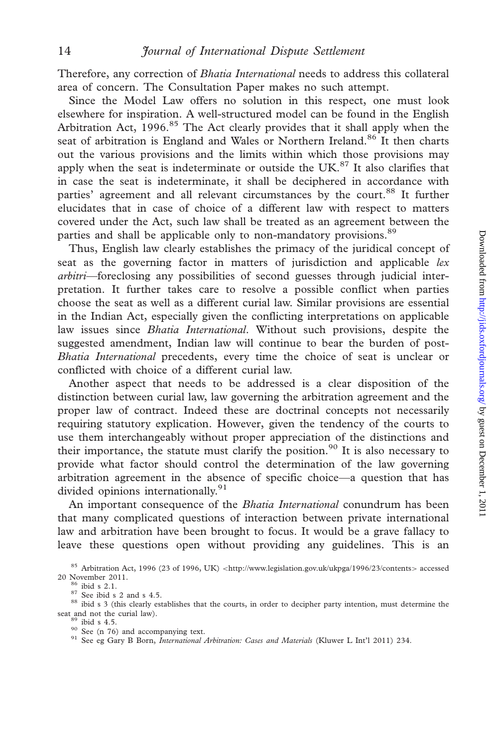Therefore, any correction of *Bhatia International* needs to address this collateral area of concern. The Consultation Paper makes no such attempt.

Since the Model Law offers no solution in this respect, one must look elsewhere for inspiration. A well-structured model can be found in the English Arbitration Act, 1996.[85] The Act clearly provides that it shall apply when the seat of arbitration is England and Wales or Northern Ireland.[86] It then charts out the various provisions and the limits within which those provisions may apply when the seat is indeterminate or outside the UK.[87] It also clarifies that in case the seat is indeterminate, it shall be deciphered in accordance with parties' agreement and all relevant circumstances by the court.[88] It further elucidates that in case of choice of a different law with respect to matters covered under the Act, such law shall be treated as an agreement between the parties and shall be applicable only to non-mandatory provisions.[89]

Thus, English law clearly establishes the primacy of the juridical concept of seat as the governing factor in matters of jurisdiction and applicable *lex arbitri*—foreclosing any possibilities of second guesses through judicial interpretation. It further takes care to resolve a possible conflict when parties choose the seat as well as a different curial law. Similar provisions are essential in the Indian Act, especially given the conflicting interpretations on applicable law issues since *Bhatia International*. Without such provisions, despite the suggested amendment, Indian law will continue to bear the burden of post-*Bhatia International* precedents, every time the choice of seat is unclear or conflicted with choice of a different curial law.

Another aspect that needs to be addressed is a clear disposition of the distinction between curial law, law governing the arbitration agreement and the proper law of contract. Indeed these are doctrinal concepts not necessarily requiring statutory explication. However, given the tendency of the courts to use them interchangeably without proper appreciation of the distinctions and their importance, the statute must clarify the position.[90] It is also necessary to provide what factor should control the determination of the law governing arbitration agreement in the absence of specific choice—a question that has divided opinions internationally.[91]

An important consequence of the *Bhatia International* conundrum has been that many complicated questions of interaction between private international law and arbitration have been brought to focus. It would be a grave fallacy to leave these questions open without providing any guidelines. This is an

[85] Arbitration Act, 1996 (23 of 1996, UK) <http://www.legislation.gov.uk/ukpga/1996/23/contents> accessed 20 November 2011.

[86] ibid s 2.1.

[87] See ibid s 2 and s 4.5.

[88] ibid s 3 (this clearly establishes that the courts, in order to decipher party intention, must determine the seat and not the curial law).

[89] ibid s 4.5.

[90] See (n 76) and accompanying text.

[91] See eg Gary B Born, *International Arbitration: Cases and Materials* (Kluwer L Int'l 2011) 234.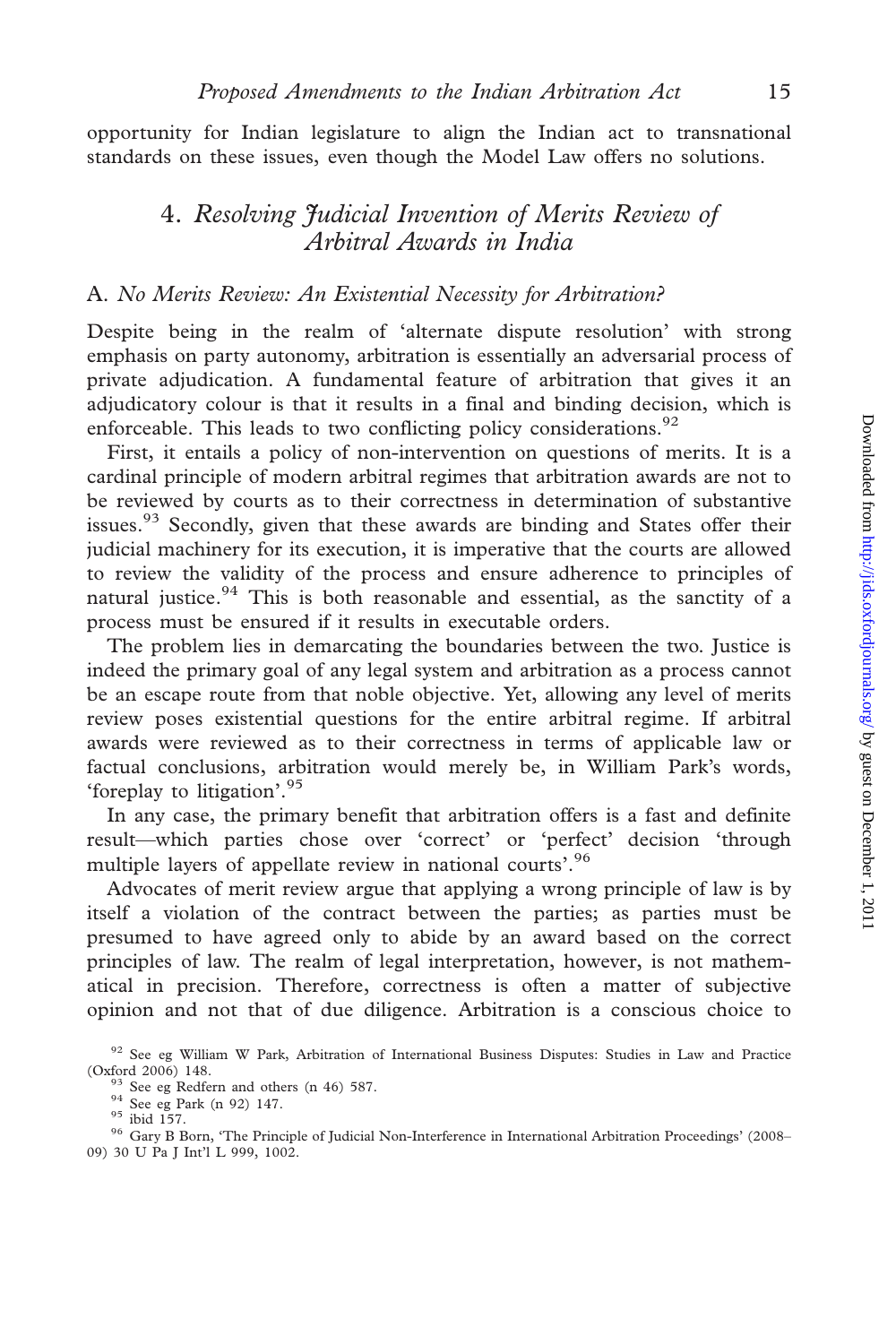opportunity for Indian legislature to align the Indian act to transnational standards on these issues, even though the Model Law offers no solutions.

## 4. *Resolving Judicial Invention of Merits Review of Arbitral Awards in India*

### A. *No Merits Review: An Existential Necessity for Arbitration?*

Despite being in the realm of 'alternate dispute resolution' with strong emphasis on party autonomy, arbitration is essentially an adversarial process of private adjudication. A fundamental feature of arbitration that gives it an adjudicatory colour is that it results in a final and binding decision, which is enforceable. This leads to two conflicting policy considerations.[92]

First, it entails a policy of non-intervention on questions of merits. It is a cardinal principle of modern arbitral regimes that arbitration awards are not to be reviewed by courts as to their correctness in determination of substantive issues.[93] Secondly, given that these awards are binding and States offer their judicial machinery for its execution, it is imperative that the courts are allowed to review the validity of the process and ensure adherence to principles of natural justice.[94] This is both reasonable and essential, as the sanctity of a process must be ensured if it results in executable orders.

The problem lies in demarcating the boundaries between the two. Justice is indeed the primary goal of any legal system and arbitration as a process cannot be an escape route from that noble objective. Yet, allowing any level of merits review poses existential questions for the entire arbitral regime. If arbitral awards were reviewed as to their correctness in terms of applicable law or factual conclusions, arbitration would merely be, in William Park's words, 'foreplay to litigation'.[95]

In any case, the primary benefit that arbitration offers is a fast and definite result—which parties chose over 'correct' or 'perfect' decision 'through multiple layers of appellate review in national courts'.[96]

Advocates of merit review argue that applying a wrong principle of law is by itself a violation of the contract between the parties; as parties must be presumed to have agreed only to abide by an award based on the correct principles of law. The realm of legal interpretation, however, is not mathematical in precision. Therefore, correctness is often a matter of subjective opinion and not that of due diligence. Arbitration is a conscious choice to

[92] See eg William W Park, Arbitration of International Business Disputes: Studies in Law and Practice (Oxford 2006) 148.

[93] See eg Redfern and others (n 46) 587.

[94] See eg Park (n 92) 147.

[95] ibid 157.

[96] Gary B Born, 'The Principle of Judicial Non-Interference in International Arbitration Proceedings' (2008–09) 30 U Pa J Int'l L 999, 1002.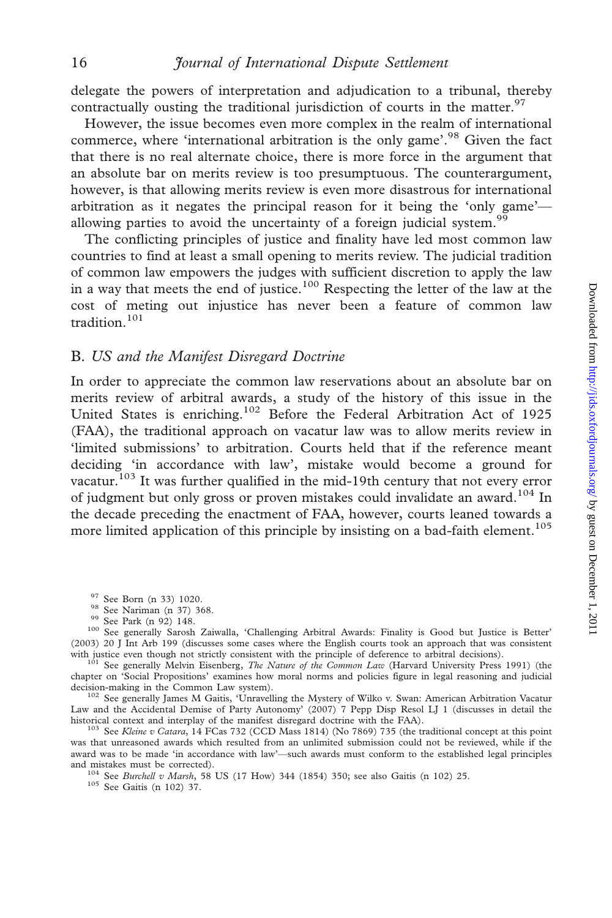delegate the powers of interpretation and adjudication to a tribunal, thereby contractually ousting the traditional jurisdiction of courts in the matter.[97]

However, the issue becomes even more complex in the realm of international commerce, where 'international arbitration is the only game'.[98] Given the fact that there is no real alternate choice, there is more force in the argument that an absolute bar on merits review is too presumptuous. The counterargument, however, is that allowing merits review is even more disastrous for international arbitration as it negates the principal reason for it being the 'only game'—allowing parties to avoid the uncertainty of a foreign judicial system.[99]

The conflicting principles of justice and finality have led most common law countries to find at least a small opening to merits review. The judicial tradition of common law empowers the judges with sufficient discretion to apply the law in a way that meets the end of justice.[100] Respecting the letter of the law at the cost of meting out injustice has never been a feature of common law tradition.[101]

## B. *US and the Manifest Disregard Doctrine*

In order to appreciate the common law reservations about an absolute bar on merits review of arbitral awards, a study of the history of this issue in the United States is enriching.[102] Before the Federal Arbitration Act of 1925 (FAA), the traditional approach on vacatur law was to allow merits review in 'limited submissions' to arbitration. Courts held that if the reference meant deciding 'in accordance with law', mistake would become a ground for vacatur.[103] It was further qualified in the mid-19th century that not every error of judgment but only gross or proven mistakes could invalidate an award.[104] In the decade preceding the enactment of FAA, however, courts leaned towards a more limited application of this principle by insisting on a bad-faith element.[105]

---

[97] See Born (n 33) 1020.

[98] See Nariman (n 37) 368.

[99] See Park (n 92) 148.

[100] See generally Sarosh Zaiwalla, 'Challenging Arbitral Awards: Finality is Good but Justice is Better' (2003) 20 J Int Arb 199 (discusses some cases where the English courts took an approach that was consistent with justice even though not strictly consistent with the principle of deference to arbitral decisions).

[101] See generally Melvin Eisenberg, *The Nature of the Common Law* (Harvard University Press 1991) (the chapter on 'Social Propositions' examines how moral norms and policies figure in legal reasoning and judicial decision-making in the Common Law system).

[102] See generally James M Gaitis, 'Unravelling the Mystery of Wilko v. Swan: American Arbitration Vacatur Law and the Accidental Demise of Party Autonomy' (2007) 7 Pepp Disp Resol LJ 1 (discusses in detail the historical context and interplay of the manifest disregard doctrine with the FAA).

[103] See *Kleine v Catara*, 14 FCas 732 (CCD Mass 1814) (No 7869) 735 (the traditional concept at this point was that unreasoned awards which resulted from an unlimited submission could not be reviewed, while if the award was to be made 'in accordance with law'—such awards must conform to the established legal principles and mistakes must be corrected).

[104] See *Burchell v Marsh*, 58 US (17 How) 344 (1854) 350; see also Gaitis (n 102) 25.

[105] See Gaitis (n 102) 37.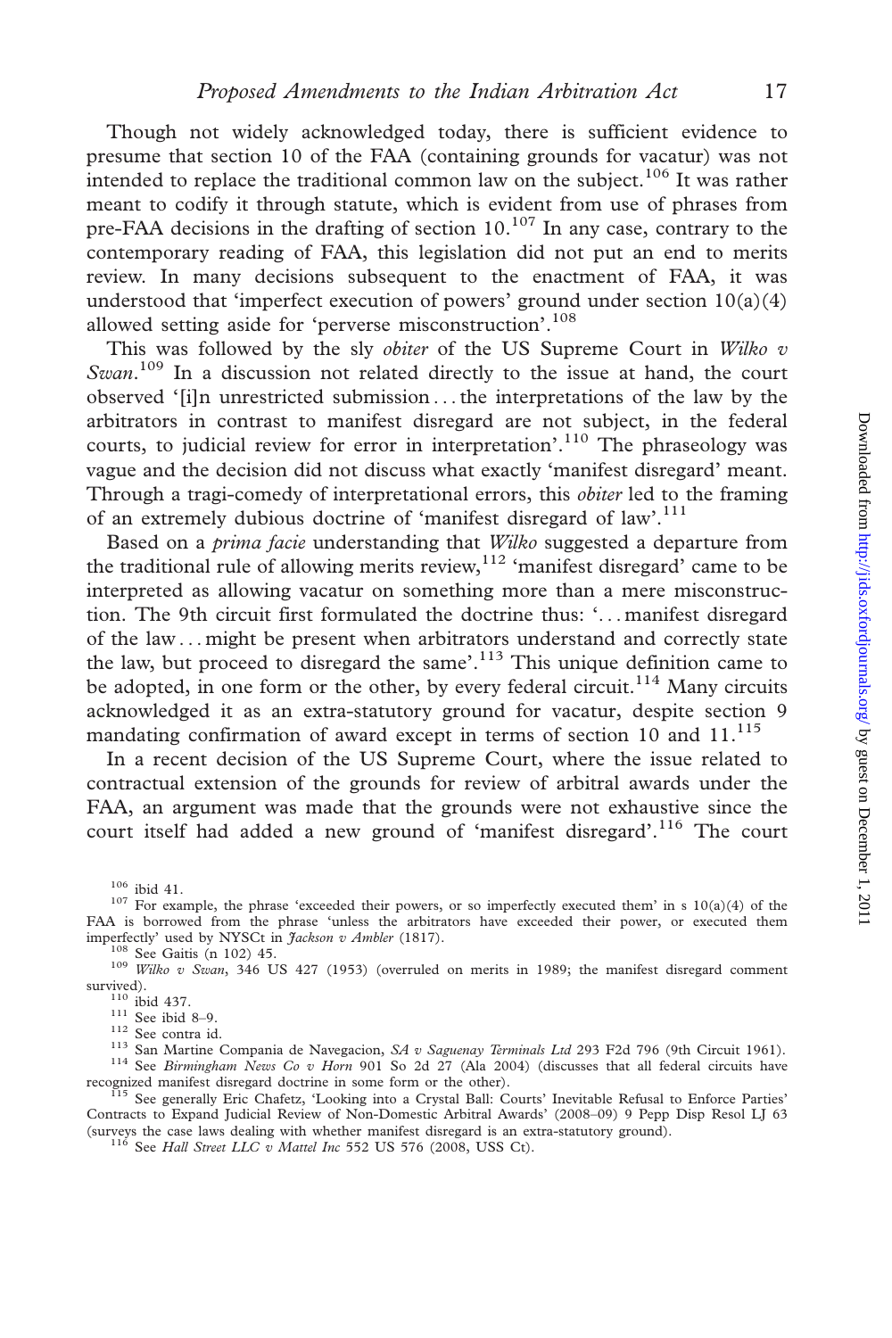Though not widely acknowledged today, there is sufficient evidence to presume that section 10 of the FAA (containing grounds for vacatur) was not intended to replace the traditional common law on the subject.[106] It was rather meant to codify it through statute, which is evident from use of phrases from pre-FAA decisions in the drafting of section 10.[107] In any case, contrary to the contemporary reading of FAA, this legislation did not put an end to merits review. In many decisions subsequent to the enactment of FAA, it was understood that 'imperfect execution of powers' ground under section 10(a)(4) allowed setting aside for 'perverse misconstruction'.[108]

This was followed by the sly *obiter* of the US Supreme Court in *Wilko v Swan*.[109] In a discussion not related directly to the issue at hand, the court observed '[i]n unrestricted submission . . . the interpretations of the law by the arbitrators in contrast to manifest disregard are not subject, in the federal courts, to judicial review for error in interpretation'.[110] The phraseology was vague and the decision did not discuss what exactly 'manifest disregard' meant. Through a tragi-comedy of interpretational errors, this *obiter* led to the framing of an extremely dubious doctrine of 'manifest disregard of law'.[111]

Based on a *prima facie* understanding that *Wilko* suggested a departure from the traditional rule of allowing merits review,[112] 'manifest disregard' came to be interpreted as allowing vacatur on something more than a mere misconstruction. The 9th circuit first formulated the doctrine thus: '. . . manifest disregard of the law . . . might be present when arbitrators understand and correctly state the law, but proceed to disregard the same'.[113] This unique definition came to be adopted, in one form or the other, by every federal circuit.[114] Many circuits acknowledged it as an extra-statutory ground for vacatur, despite section 9 mandating confirmation of award except in terms of section 10 and 11.[115]

In a recent decision of the US Supreme Court, where the issue related to contractual extension of the grounds for review of arbitral awards under the FAA, an argument was made that the grounds were not exhaustive since the court itself had added a new ground of 'manifest disregard'.[116] The court

[106] ibid 41.

[107] For example, the phrase 'exceeded their powers, or so imperfectly executed them' in s 10(a)(4) of the FAA is borrowed from the phrase 'unless the arbitrators have exceeded their power, or executed them imperfectly' used by NYSCt in *Jackson v Ambler* (1817).

[108] See Gaitis (n 102) 45.

[109] *Wilko v Swan*, 346 US 427 (1953) (overruled on merits in 1989; the manifest disregard comment survived).

[110] ibid 437.

[111] See ibid 8–9.

[112] See contra id.

[113] San Martine Compania de Navegacion, *SA v Saguenay Terminals Ltd* 293 F2d 796 (9th Circuit 1961).

[114] See *Birmingham News Co v Horn* 901 So 2d 27 (Ala 2004) (discusses that all federal circuits have recognized manifest disregard doctrine in some form or the other).

[115] See generally Eric Chafetz, 'Looking into a Crystal Ball: Courts' Inevitable Refusal to Enforce Parties' Contracts to Expand Judicial Review of Non-Domestic Arbitral Awards' (2008–09) 9 Pepp Disp Resol LJ 63 (surveys the case laws dealing with whether manifest disregard is an extra-statutory ground).

[116] See *Hall Street LLC v Mattel Inc* 552 US 576 (2008, USS Ct).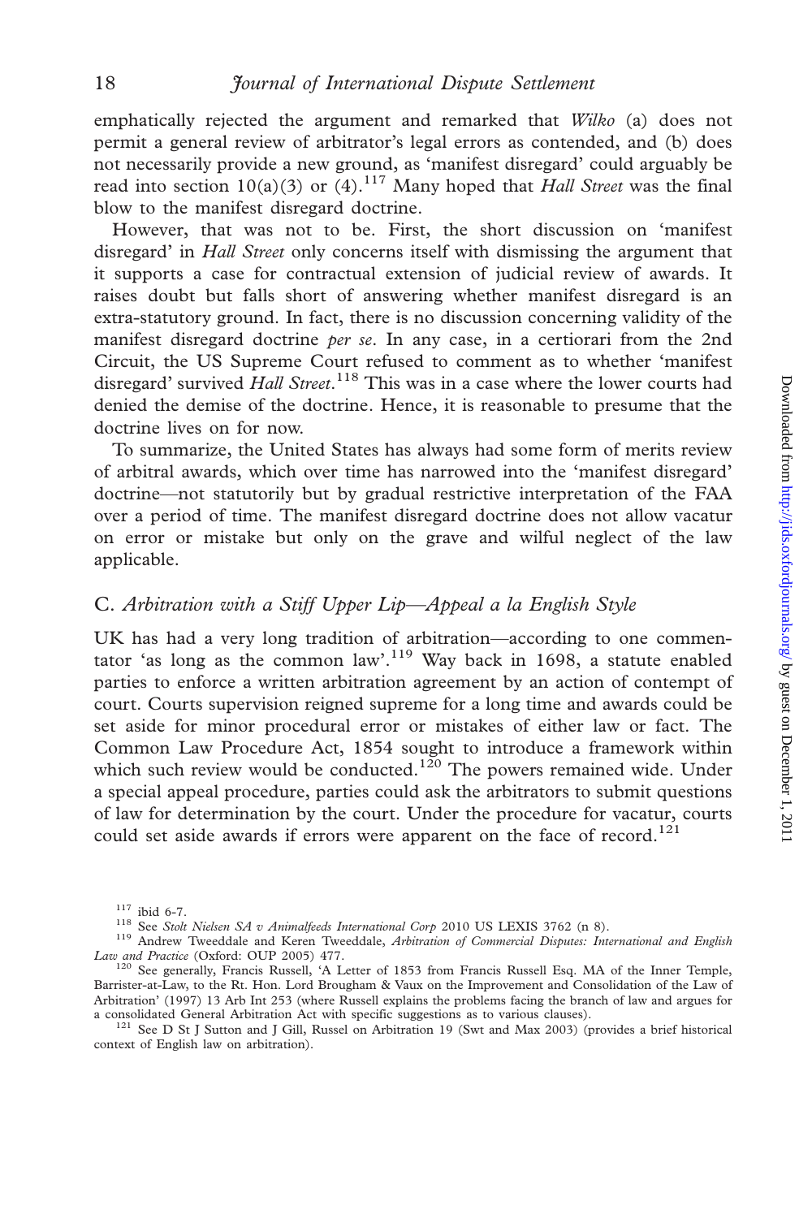emphatically rejected the argument and remarked that *Wilko* (a) does not permit a general review of arbitrator's legal errors as contended, and (b) does not necessarily provide a new ground, as 'manifest disregard' could arguably be read into section 10(a)(3) or (4).[117] Many hoped that *Hall Street* was the final blow to the manifest disregard doctrine.

However, that was not to be. First, the short discussion on 'manifest disregard' in *Hall Street* only concerns itself with dismissing the argument that it supports a case for contractual extension of judicial review of awards. It raises doubt but falls short of answering whether manifest disregard is an extra-statutory ground. In fact, there is no discussion concerning validity of the manifest disregard doctrine *per se*. In any case, in a certiorari from the 2nd Circuit, the US Supreme Court refused to comment as to whether 'manifest disregard' survived *Hall Street*.[118] This was in a case where the lower courts had denied the demise of the doctrine. Hence, it is reasonable to presume that the doctrine lives on for now.

To summarize, the United States has always had some form of merits review of arbitral awards, which over time has narrowed into the 'manifest disregard' doctrine—not statutorily but by gradual restrictive interpretation of the FAA over a period of time. The manifest disregard doctrine does not allow vacatur on error or mistake but only on the grave and wilful neglect of the law applicable.

### C. *Arbitration with a Stiff Upper Lip—Appeal a la English Style*

UK has had a very long tradition of arbitration—according to one commentator 'as long as the common law'.[119] Way back in 1698, a statute enabled parties to enforce a written arbitration agreement by an action of contempt of court. Courts supervision reigned supreme for a long time and awards could be set aside for minor procedural error or mistakes of either law or fact. The Common Law Procedure Act, 1854 sought to introduce a framework within which such review would be conducted.[120] The powers remained wide. Under a special appeal procedure, parties could ask the arbitrators to submit questions of law for determination by the court. Under the procedure for vacatur, courts could set aside awards if errors were apparent on the face of record.[121]

---

[117] ibid 6-7.

[118] See *Stolt Nielsen SA v Animalfeeds International Corp* 2010 US LEXIS 3762 (n 8).

[119] Andrew Tweeddale and Keren Tweeddale, *Arbitration of Commercial Disputes: International and English Law and Practice* (Oxford: OUP 2005) 477.

[120] See generally, Francis Russell, 'A Letter of 1853 from Francis Russell Esq. MA of the Inner Temple, Barrister-at-Law, to the Rt. Hon. Lord Brougham & Vaux on the Improvement and Consolidation of the Law of Arbitration' (1997) 13 Arb Int 253 (where Russell explains the problems facing the branch of law and argues for a consolidated General Arbitration Act with specific suggestions as to various clauses).

[121] See D St J Sutton and J Gill, Russel on Arbitration 19 (Swt and Max 2003) (provides a brief historical context of English law on arbitration).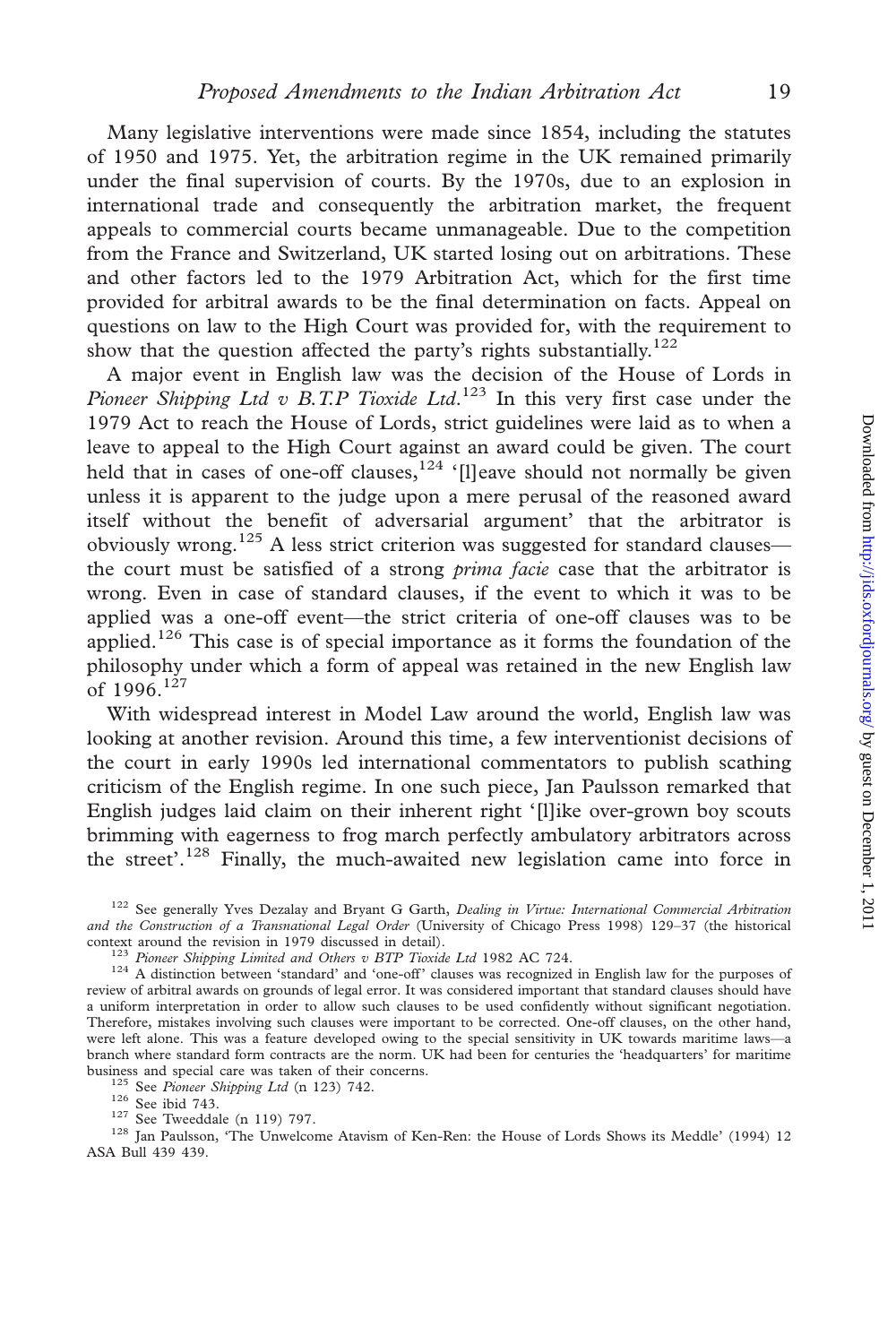Many legislative interventions were made since 1854, including the statutes of 1950 and 1975. Yet, the arbitration regime in the UK remained primarily under the final supervision of courts. By the 1970s, due to an explosion in international trade and consequently the arbitration market, the frequent appeals to commercial courts became unmanageable. Due to the competition from the France and Switzerland, UK started losing out on arbitrations. These and other factors led to the 1979 Arbitration Act, which for the first time provided for arbitral awards to be the final determination on facts. Appeal on questions on law to the High Court was provided for, with the requirement to show that the question affected the party's rights substantially.[122]

A major event in English law was the decision of the House of Lords in *Pioneer Shipping Ltd v B.T.P Tioxide Ltd*.[123] In this very first case under the 1979 Act to reach the House of Lords, strict guidelines were laid as to when a leave to appeal to the High Court against an award could be given. The court held that in cases of one-off clauses,[124] '[l]eave should not normally be given unless it is apparent to the judge upon a mere perusal of the reasoned award itself without the benefit of adversarial argument' that the arbitrator is obviously wrong.[125] A less strict criterion was suggested for standard clauses—the court must be satisfied of a strong *prima facie* case that the arbitrator is wrong. Even in case of standard clauses, if the event to which it was to be applied was a one-off event—the strict criteria of one-off clauses was to be applied.[126] This case is of special importance as it forms the foundation of the philosophy under which a form of appeal was retained in the new English law of 1996.[127]

With widespread interest in Model Law around the world, English law was looking at another revision. Around this time, a few interventionist decisions of the court in early 1990s led international commentators to publish scathing criticism of the English regime. In one such piece, Jan Paulsson remarked that English judges laid claim on their inherent right '[l]ike over-grown boy scouts brimming with eagerness to frog march perfectly ambulatory arbitrators across the street'.[128] Finally, the much-awaited new legislation came into force in

---

[122] See generally Yves Dezalay and Bryant G Garth, *Dealing in Virtue: International Commercial Arbitration and the Construction of a Transnational Legal Order* (University of Chicago Press 1998) 129–37 (the historical context around the revision in 1979 discussed in detail).

[123] *Pioneer Shipping Limited and Others v BTP Tioxide Ltd* 1982 AC 724.

[124] A distinction between 'standard' and 'one-off' clauses was recognized in English law for the purposes of review of arbitral awards on grounds of legal error. It was considered important that standard clauses should have a uniform interpretation in order to allow such clauses to be used confidently without significant negotiation. Therefore, mistakes involving such clauses were important to be corrected. One-off clauses, on the other hand, were left alone. This was a feature developed owing to the special sensitivity in UK towards maritime laws—a branch where standard form contracts are the norm. UK had been for centuries the 'headquarters' for maritime business and special care was taken of their concerns.

[125] See *Pioneer Shipping Ltd* (n 123) 742.

[126] See ibid 743.

[127] See Tweeddale (n 119) 797.

[128] Jan Paulsson, 'The Unwelcome Atavism of Ken-Ren: the House of Lords Shows its Meddle' (1994) 12 ASA Bull 439 439.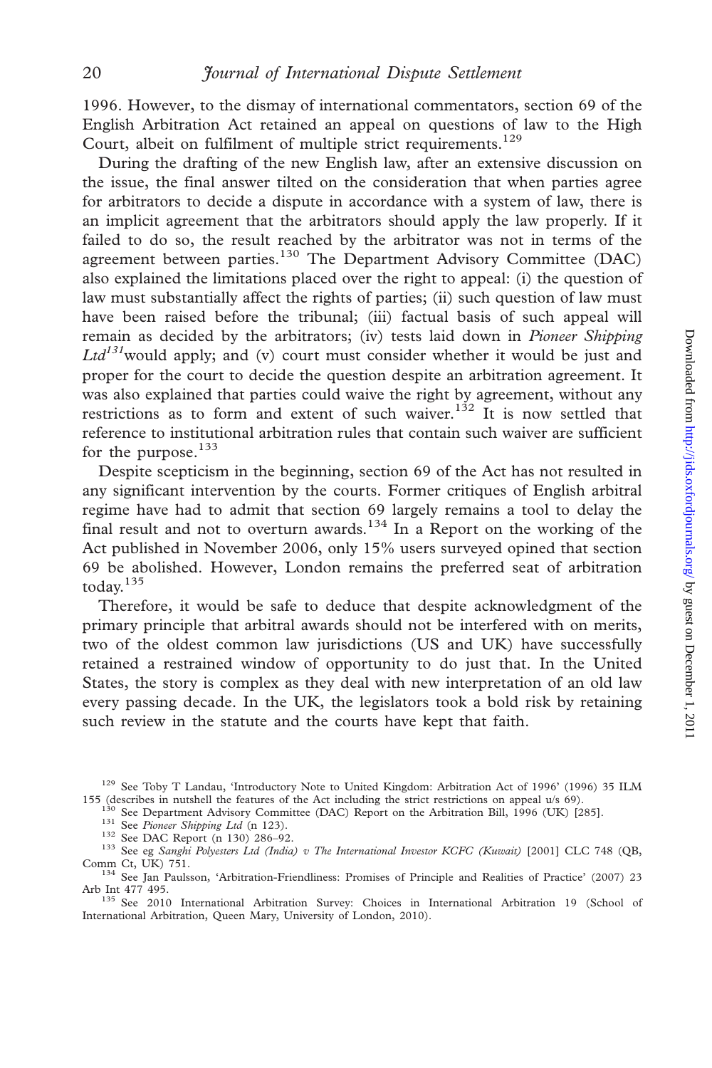1996. However, to the dismay of international commentators, section 69 of the English Arbitration Act retained an appeal on questions of law to the High Court, albeit on fulfilment of multiple strict requirements.[129]

During the drafting of the new English law, after an extensive discussion on the issue, the final answer tilted on the consideration that when parties agree for arbitrators to decide a dispute in accordance with a system of law, there is an implicit agreement that the arbitrators should apply the law properly. If it failed to do so, the result reached by the arbitrator was not in terms of the agreement between parties.[130] The Department Advisory Committee (DAC) also explained the limitations placed over the right to appeal: (i) the question of law must substantially affect the rights of parties; (ii) such question of law must have been raised before the tribunal; (iii) factual basis of such appeal will remain as decided by the arbitrators; (iv) tests laid down in *Pioneer Shipping Ltd*[131] would apply; and (v) court must consider whether it would be just and proper for the court to decide the question despite an arbitration agreement. It was also explained that parties could waive the right by agreement, without any restrictions as to form and extent of such waiver.[132] It is now settled that reference to institutional arbitration rules that contain such waiver are sufficient for the purpose.[133]

Despite scepticism in the beginning, section 69 of the Act has not resulted in any significant intervention by the courts. Former critiques of English arbitral regime have had to admit that section 69 largely remains a tool to delay the final result and not to overturn awards.[134] In a Report on the working of the Act published in November 2006, only 15% users surveyed opined that section 69 be abolished. However, London remains the preferred seat of arbitration today.[135]

Therefore, it would be safe to deduce that despite acknowledgment of the primary principle that arbitral awards should not be interfered with on merits, two of the oldest common law jurisdictions (US and UK) have successfully retained a restrained window of opportunity to do just that. In the United States, the story is complex as they deal with new interpretation of an old law every passing decade. In the UK, the legislators took a bold risk by retaining such review in the statute and the courts have kept that faith.

---

[129] See Toby T Landau, 'Introductory Note to United Kingdom: Arbitration Act of 1996' (1996) 35 ILM 155 (describes in nutshell the features of the Act including the strict restrictions on appeal u/s 69).

[130] See Department Advisory Committee (DAC) Report on the Arbitration Bill, 1996 (UK) [285].

[131] See *Pioneer Shipping Ltd* (n 123).

[132] See DAC Report (n 130) 286–92.

[133] See eg *Sanghi Polyesters Ltd (India) v The International Investor KCFC (Kuwait)* [2001] CLC 748 (QB, Comm Ct, UK) 751.

[134] See Jan Paulsson, 'Arbitration-Friendliness: Promises of Principle and Realities of Practice' (2007) 23 Arb Int 477 495.

[135] See 2010 International Arbitration Survey: Choices in International Arbitration 19 (School of International Arbitration, Queen Mary, University of London, 2010).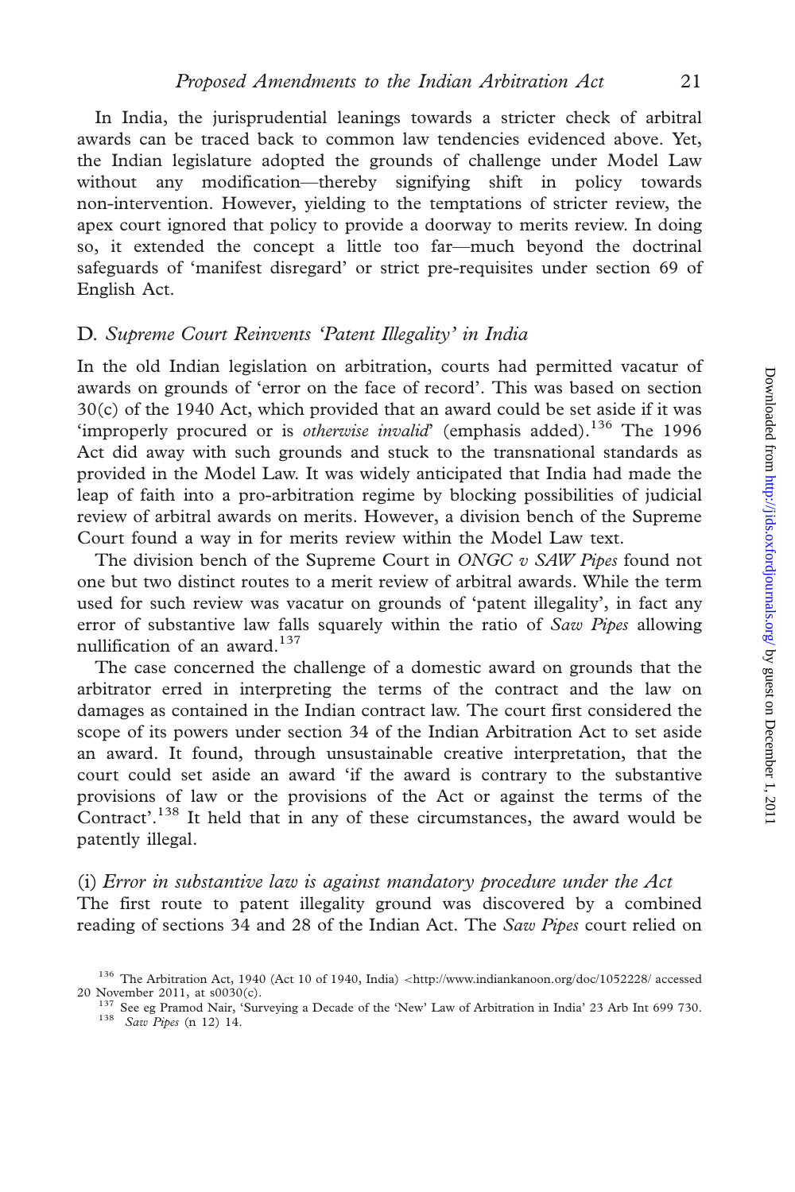In India, the jurisprudential leanings towards a stricter check of arbitral awards can be traced back to common law tendencies evidenced above. Yet, the Indian legislature adopted the grounds of challenge under Model Law without any modification—thereby signifying shift in policy towards non-intervention. However, yielding to the temptations of stricter review, the apex court ignored that policy to provide a doorway to merits review. In doing so, it extended the concept a little too far—much beyond the doctrinal safeguards of 'manifest disregard' or strict pre-requisites under section 69 of English Act.

## D. *Supreme Court Reinvents 'Patent Illegality' in India*

In the old Indian legislation on arbitration, courts had permitted vacatur of awards on grounds of 'error on the face of record'. This was based on section 30(c) of the 1940 Act, which provided that an award could be set aside if it was 'improperly procured or is *otherwise invalid*' (emphasis added).[136] The 1996 Act did away with such grounds and stuck to the transnational standards as provided in the Model Law. It was widely anticipated that India had made the leap of faith into a pro-arbitration regime by blocking possibilities of judicial review of arbitral awards on merits. However, a division bench of the Supreme Court found a way in for merits review within the Model Law text.

The division bench of the Supreme Court in *ONGC v SAW Pipes* found not one but two distinct routes to a merit review of arbitral awards. While the term used for such review was vacatur on grounds of 'patent illegality', in fact any error of substantive law falls squarely within the ratio of *Saw Pipes* allowing nullification of an award.[137]

The case concerned the challenge of a domestic award on grounds that the arbitrator erred in interpreting the terms of the contract and the law on damages as contained in the Indian contract law. The court first considered the scope of its powers under section 34 of the Indian Arbitration Act to set aside an award. It found, through unsustainable creative interpretation, that the court could set aside an award 'if the award is contrary to the substantive provisions of law or the provisions of the Act or against the terms of the Contract'.[138] It held that in any of these circumstances, the award would be patently illegal.

### (i) *Error in substantive law is against mandatory procedure under the Act*

The first route to patent illegality ground was discovered by a combined reading of sections 34 and 28 of the Indian Act. The *Saw Pipes* court relied on

[136] The Arbitration Act, 1940 (Act 10 of 1940, India) <http://www.indiankanoon.org/doc/1052228/ accessed 20 November 2011, at s0030(c).

[137] See eg Pramod Nair, 'Surveying a Decade of the 'New' Law of Arbitration in India' 23 Arb Int 699 730.

[138] *Saw Pipes* (n 12) 14.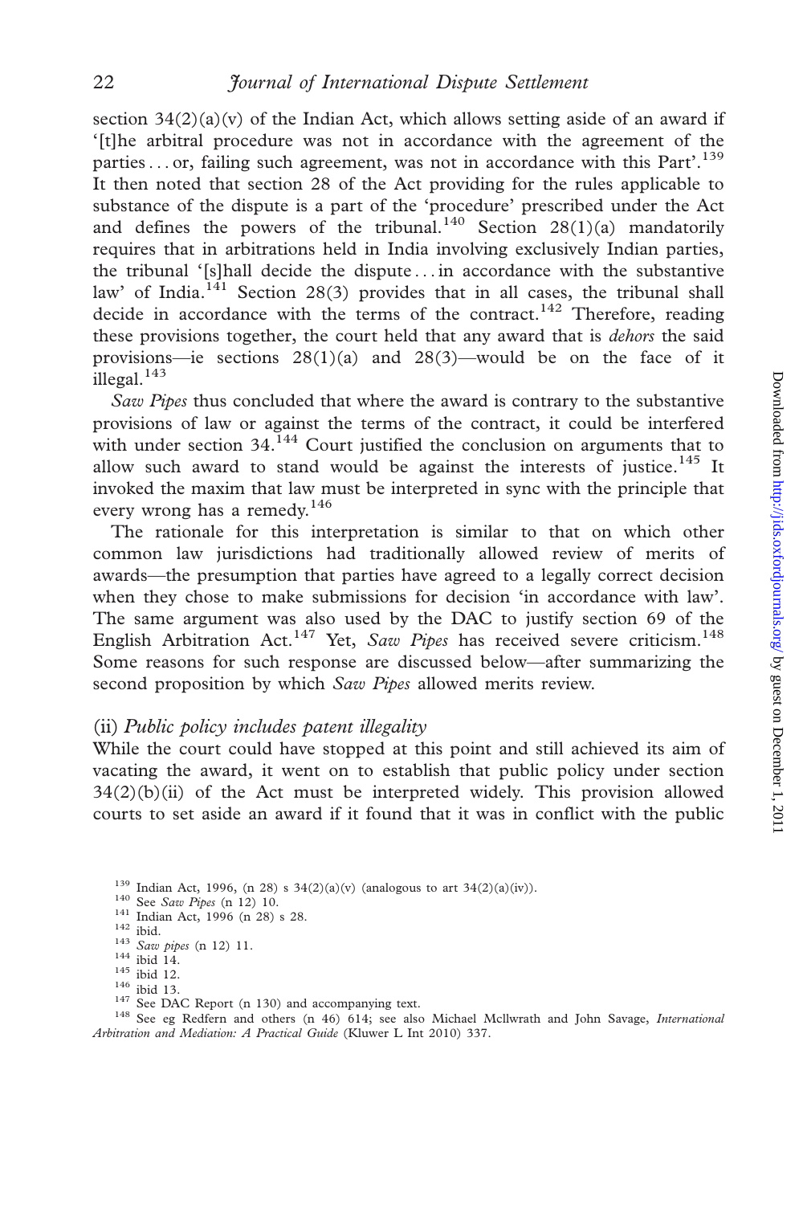section 34(2)(a)(v) of the Indian Act, which allows setting aside of an award if '[t]he arbitral procedure was not in accordance with the agreement of the parties ... or, failing such agreement, was not in accordance with this Part'.[139] It then noted that section 28 of the Act providing for the rules applicable to substance of the dispute is a part of the 'procedure' prescribed under the Act and defines the powers of the tribunal.[140] Section 28(1)(a) mandatorily requires that in arbitrations held in India involving exclusively Indian parties, the tribunal '[s]hall decide the dispute ... in accordance with the substantive law' of India.[141] Section 28(3) provides that in all cases, the tribunal shall decide in accordance with the terms of the contract.[142] Therefore, reading these provisions together, the court held that any award that is *dehors* the said provisions—ie sections 28(1)(a) and 28(3)—would be on the face of it illegal.[143]

*Saw Pipes* thus concluded that where the award is contrary to the substantive provisions of law or against the terms of the contract, it could be interfered with under section 34.[144] Court justified the conclusion on arguments that to allow such award to stand would be against the interests of justice.[145] It invoked the maxim that law must be interpreted in sync with the principle that every wrong has a remedy.[146]

The rationale for this interpretation is similar to that on which other common law jurisdictions had traditionally allowed review of merits of awards—the presumption that parties have agreed to a legally correct decision when they chose to make submissions for decision 'in accordance with law'. The same argument was also used by the DAC to justify section 69 of the English Arbitration Act.[147] Yet, *Saw Pipes* has received severe criticism.[148] Some reasons for such response are discussed below—after summarizing the second proposition by which *Saw Pipes* allowed merits review.

(ii) *Public policy includes patent illegality*

While the court could have stopped at this point and still achieved its aim of vacating the award, it went on to establish that public policy under section 34(2)(b)(ii) of the Act must be interpreted widely. This provision allowed courts to set aside an award if it found that it was in conflict with the public

---

[139] Indian Act, 1996, (n 28) s 34(2)(a)(v) (analogous to art 34(2)(a)(iv)).

[140] See *Saw Pipes* (n 12) 10.

[141] Indian Act, 1996 (n 28) s 28.

[142] ibid.

[143] *Saw pipes* (n 12) 11.

[144] ibid 14.

[145] ibid 12.

[146] ibid 13.

[147] See DAC Report (n 130) and accompanying text.

[148] See eg Redfern and others (n 46) 614; see also Michael McIlwrath and John Savage, *International Arbitration and Mediation: A Practical Guide* (Kluwer L Int 2010) 337.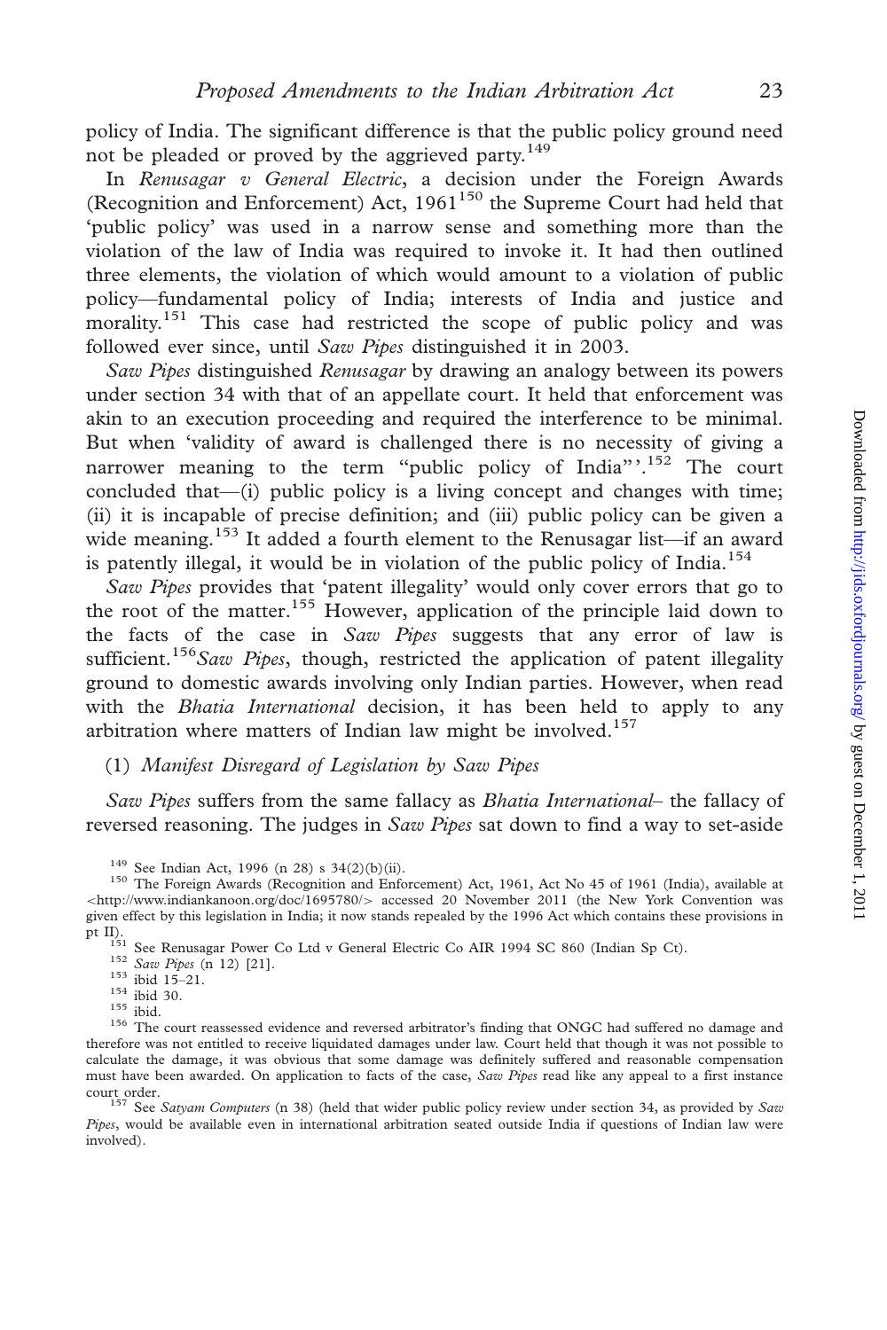policy of India. The significant difference is that the public policy ground need not be pleaded or proved by the aggrieved party.[149]

In *Renusagar v General Electric*, a decision under the Foreign Awards (Recognition and Enforcement) Act, 1961[150] the Supreme Court had held that 'public policy' was used in a narrow sense and something more than the violation of the law of India was required to invoke it. It had then outlined three elements, the violation of which would amount to a violation of public policy—fundamental policy of India; interests of India and justice and morality.[151] This case had restricted the scope of public policy and was followed ever since, until *Saw Pipes* distinguished it in 2003.

*Saw Pipes* distinguished *Renusagar* by drawing an analogy between its powers under section 34 with that of an appellate court. It held that enforcement was akin to an execution proceeding and required the interference to be minimal. But when 'validity of award is challenged there is no necessity of giving a narrower meaning to the term "public policy of India"'.[152] The court concluded that—(i) public policy is a living concept and changes with time; (ii) it is incapable of precise definition; and (iii) public policy can be given a wide meaning.[153] It added a fourth element to the Renusagar list—if an award is patently illegal, it would be in violation of the public policy of India.[154]

*Saw Pipes* provides that 'patent illegality' would only cover errors that go to the root of the matter.[155] However, application of the principle laid down to the facts of the case in *Saw Pipes* suggests that any error of law is sufficient.[156] *Saw Pipes*, though, restricted the application of patent illegality ground to domestic awards involving only Indian parties. However, when read with the *Bhatia International* decision, it has been held to apply to any arbitration where matters of Indian law might be involved.[157]

### (1) *Manifest Disregard of Legislation by Saw Pipes*

*Saw Pipes* suffers from the same fallacy as *Bhatia International*– the fallacy of reversed reasoning. The judges in *Saw Pipes* sat down to find a way to set-aside

---

[149] See Indian Act, 1996 (n 28) s 34(2)(b)(ii).

[150] The Foreign Awards (Recognition and Enforcement) Act, 1961, Act No 45 of 1961 (India), available at <http://www.indiankanoon.org/doc/1695780/> accessed 20 November 2011 (the New York Convention was given effect by this legislation in India; it now stands repealed by the 1996 Act which contains these provisions in pt II).

[151] See Renusagar Power Co Ltd v General Electric Co AIR 1994 SC 860 (Indian Sp Ct).

[152] *Saw Pipes* (n 12) [21].

[153] ibid 15–21.

[154] ibid 30.

[155] ibid.

[156] The court reassessed evidence and reversed arbitrator's finding that ONGC had suffered no damage and therefore was not entitled to receive liquidated damages under law. Court held that though it was not possible to calculate the damage, it was obvious that some damage was definitely suffered and reasonable compensation must have been awarded. On application to facts of the case, *Saw Pipes* read like any appeal to a first instance court order.

[157] See *Satyam Computers* (n 38) (held that wider public policy review under section 34, as provided by *Saw Pipes*, would be available even in international arbitration seated outside India if questions of Indian law were involved).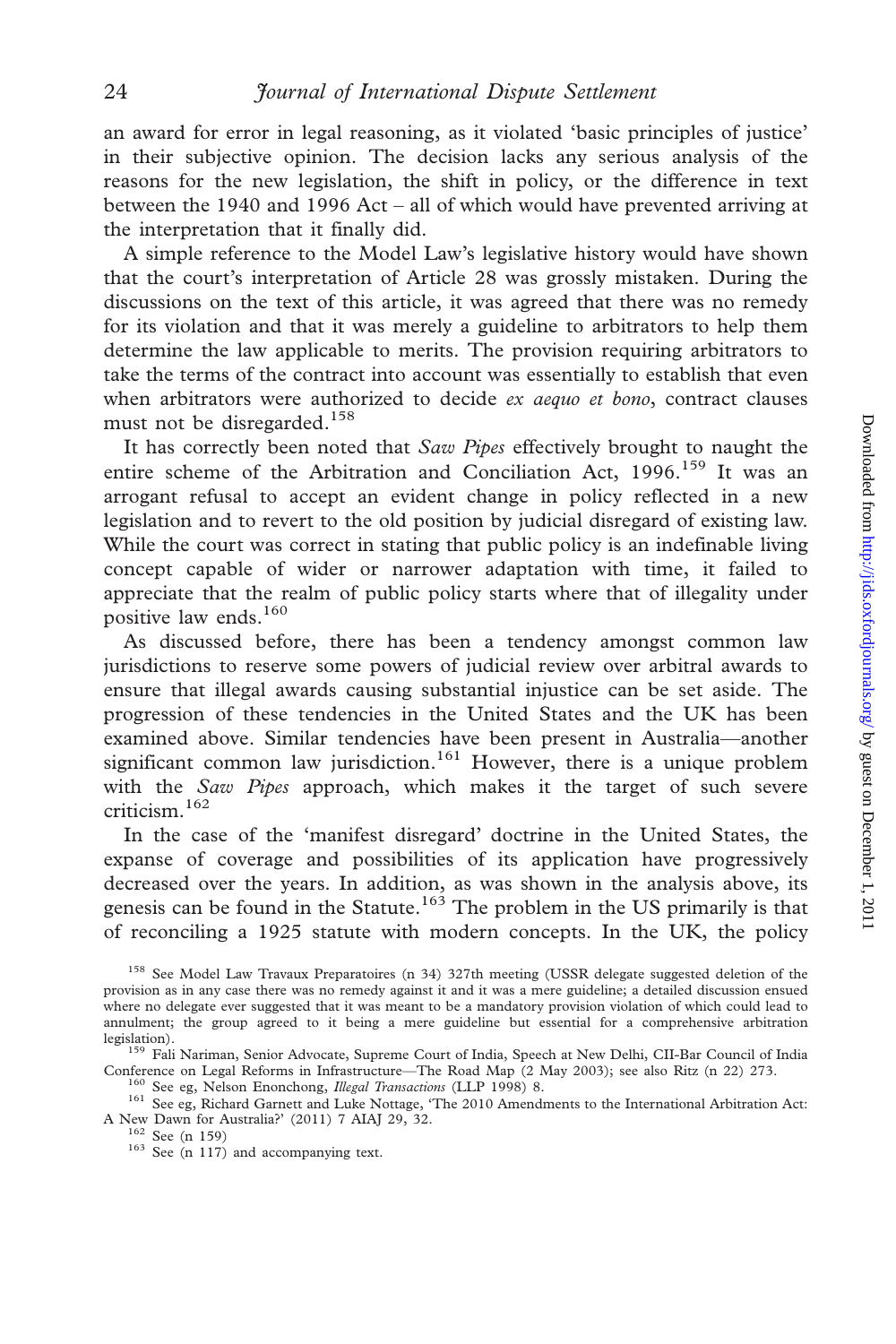an award for error in legal reasoning, as it violated 'basic principles of justice' in their subjective opinion. The decision lacks any serious analysis of the reasons for the new legislation, the shift in policy, or the difference in text between the 1940 and 1996 Act – all of which would have prevented arriving at the interpretation that it finally did.

A simple reference to the Model Law's legislative history would have shown that the court's interpretation of Article 28 was grossly mistaken. During the discussions on the text of this article, it was agreed that there was no remedy for its violation and that it was merely a guideline to arbitrators to help them determine the law applicable to merits. The provision requiring arbitrators to take the terms of the contract into account was essentially to establish that even when arbitrators were authorized to decide *ex aequo et bono*, contract clauses must not be disregarded.[158]

It has correctly been noted that *Saw Pipes* effectively brought to naught the entire scheme of the Arbitration and Conciliation Act, 1996.[159] It was an arrogant refusal to accept an evident change in policy reflected in a new legislation and to revert to the old position by judicial disregard of existing law. While the court was correct in stating that public policy is an indefinable living concept capable of wider or narrower adaptation with time, it failed to appreciate that the realm of public policy starts where that of illegality under positive law ends.[160]

As discussed before, there has been a tendency amongst common law jurisdictions to reserve some powers of judicial review over arbitral awards to ensure that illegal awards causing substantial injustice can be set aside. The progression of these tendencies in the United States and the UK has been examined above. Similar tendencies have been present in Australia—another significant common law jurisdiction.[161] However, there is a unique problem with the *Saw Pipes* approach, which makes it the target of such severe criticism.[162]

In the case of the 'manifest disregard' doctrine in the United States, the expanse of coverage and possibilities of its application have progressively decreased over the years. In addition, as was shown in the analysis above, its genesis can be found in the Statute.[163] The problem in the US primarily is that of reconciling a 1925 statute with modern concepts. In the UK, the policy

---

[158] See Model Law Travaux Preparatoires (n 34) 327th meeting (USSR delegate suggested deletion of the provision as in any case there was no remedy against it and it was a mere guideline; a detailed discussion ensued where no delegate ever suggested that it was meant to be a mandatory provision violation of which could lead to annulment; the group agreed to it being a mere guideline but essential for a comprehensive arbitration legislation).

[159] Fali Nariman, Senior Advocate, Supreme Court of India, Speech at New Delhi, CII-Bar Council of India Conference on Legal Reforms in Infrastructure—The Road Map (2 May 2003); see also Ritz (n 22) 273.

[160] See eg, Nelson Enonchong, *Illegal Transactions* (LLP 1998) 8.

[161] See eg, Richard Garnett and Luke Nottage, 'The 2010 Amendments to the International Arbitration Act: A New Dawn for Australia?' (2011) 7 AIAJ 29, 32.

[162] See (n 159)

[163] See (n 117) and accompanying text.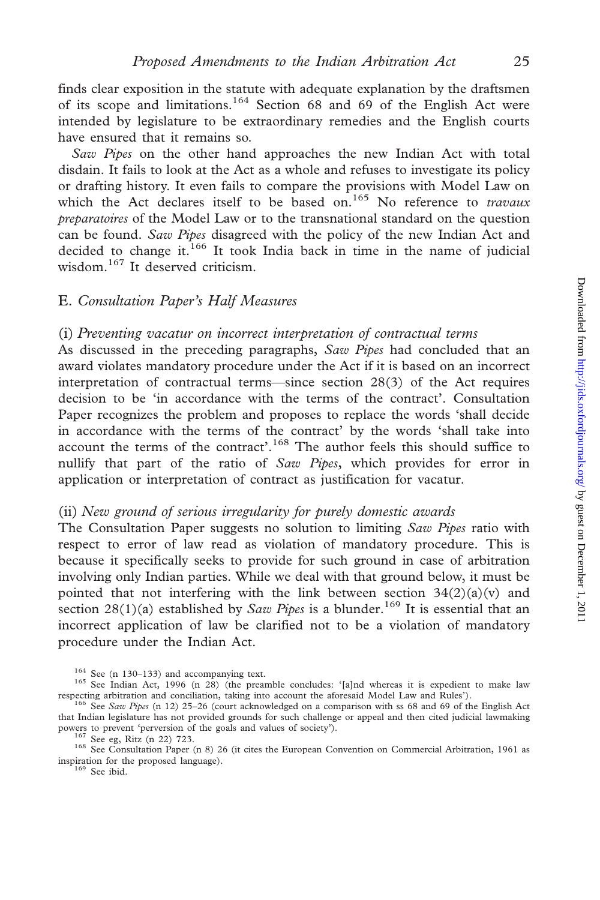finds clear exposition in the statute with adequate explanation by the draftsmen of its scope and limitations.[164] Section 68 and 69 of the English Act were intended by legislature to be extraordinary remedies and the English courts have ensured that it remains so.

*Saw Pipes* on the other hand approaches the new Indian Act with total disdain. It fails to look at the Act as a whole and refuses to investigate its policy or drafting history. It even fails to compare the provisions with Model Law on which the Act declares itself to be based on.[165] No reference to *travaux preparatoires* of the Model Law or to the transnational standard on the question can be found. *Saw Pipes* disagreed with the policy of the new Indian Act and decided to change it.[166] It took India back in time in the name of judicial wisdom.[167] It deserved criticism.

## E. *Consultation Paper's Half Measures*

### (i) *Preventing vacatur on incorrect interpretation of contractual terms*

As discussed in the preceding paragraphs, *Saw Pipes* had concluded that an award violates mandatory procedure under the Act if it is based on an incorrect interpretation of contractual terms—since section 28(3) of the Act requires decision to be 'in accordance with the terms of the contract'. Consultation Paper recognizes the problem and proposes to replace the words 'shall decide in accordance with the terms of the contract' by the words 'shall take into account the terms of the contract'.[168] The author feels this should suffice to nullify that part of the ratio of *Saw Pipes*, which provides for error in application or interpretation of contract as justification for vacatur.

### (ii) *New ground of serious irregularity for purely domestic awards*

The Consultation Paper suggests no solution to limiting *Saw Pipes* ratio with respect to error of law read as violation of mandatory procedure. This is because it specifically seeks to provide for such ground in case of arbitration involving only Indian parties. While we deal with that ground below, it must be pointed that not interfering with the link between section 34(2)(a)(v) and section 28(1)(a) established by *Saw Pipes* is a blunder.[169] It is essential that an incorrect application of law be clarified not to be a violation of mandatory procedure under the Indian Act.

---

[164] See (n 130–133) and accompanying text.

[165] See Indian Act, 1996 (n 28) (the preamble concludes: '[a]nd whereas it is expedient to make law respecting arbitration and conciliation, taking into account the aforesaid Model Law and Rules').

[166] See *Saw Pipes* (n 12) 25–26 (court acknowledged on a comparison with ss 68 and 69 of the English Act that Indian legislature has not provided grounds for such challenge or appeal and then cited judicial lawmaking powers to prevent 'perversion of the goals and values of society').

[167] See eg, Ritz (n 22) 723.

[168] See Consultation Paper (n 8) 26 (it cites the European Convention on Commercial Arbitration, 1961 as inspiration for the proposed language).

[169] See ibid.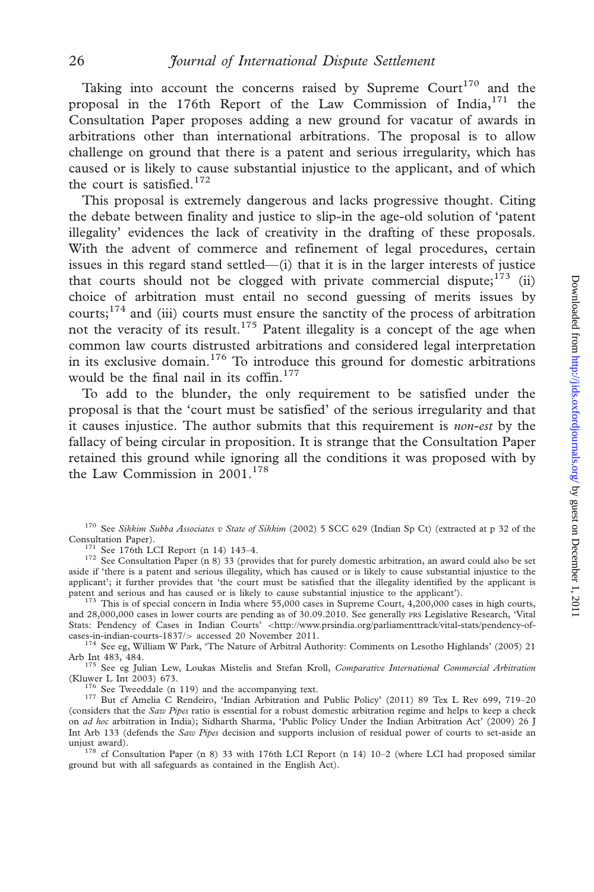Taking into account the concerns raised by Supreme Court[170] and the proposal in the 176th Report of the Law Commission of India,[171] the Consultation Paper proposes adding a new ground for vacatur of awards in arbitrations other than international arbitrations. The proposal is to allow challenge on ground that there is a patent and serious irregularity, which has caused or is likely to cause substantial injustice to the applicant, and of which the court is satisfied.[172]

This proposal is extremely dangerous and lacks progressive thought. Citing the debate between finality and justice to slip-in the age-old solution of 'patent illegality' evidences the lack of creativity in the drafting of these proposals. With the advent of commerce and refinement of legal procedures, certain issues in this regard stand settled—(i) that it is in the larger interests of justice that courts should not be clogged with private commercial dispute;[173] (ii) choice of arbitration must entail no second guessing of merits issues by courts;[174] and (iii) courts must ensure the sanctity of the process of arbitration not the veracity of its result.[175] Patent illegality is a concept of the age when common law courts distrusted arbitrations and considered legal interpretation in its exclusive domain.[176] To introduce this ground for domestic arbitrations would be the final nail in its coffin.[177]

To add to the blunder, the only requirement to be satisfied under the proposal is that the 'court must be satisfied' of the serious irregularity and that it causes injustice. The author submits that this requirement is *non-est* by the fallacy of being circular in proposition. It is strange that the Consultation Paper retained this ground while ignoring all the conditions it was proposed with by the Law Commission in 2001.[178]

---

[170] See *Sikkim Subba Associates v State of Sikkim* (2002) 5 SCC 629 (Indian Sp Ct) (extracted at p 32 of the Consultation Paper).

[171] See 176th LCI Report (n 14) 143–4.

[172] See Consultation Paper (n 8) 33 (provides that for purely domestic arbitration, an award could also be set aside if 'there is a patent and serious illegality, which has caused or is likely to cause substantial injustice to the applicant'; it further provides that 'the court must be satisfied that the illegality identified by the applicant is patent and serious and has caused or is likely to cause substantial injustice to the applicant').

[173] This is of special concern in India where 55,000 cases in Supreme Court, 4,200,000 cases in high courts, and 28,000,000 cases in lower courts are pending as of 30.09.2010. See generally PRS Legislative Research, 'Vital Stats: Pendency of Cases in Indian Courts' <http://www.prsindia.org/parliamenttrack/vital-stats/pendency-of-cases-in-indian-courts-1837/> accessed 20 November 2011.

[174] See eg, William W Park, 'The Nature of Arbitral Authority: Comments on Lesotho Highlands' (2005) 21 Arb Int 483, 484.

[175] See eg Julian Lew, Loukas Mistelis and Stefan Kroll, *Comparative International Commercial Arbitration* (Kluwer L Int 2003) 673.

[176] See Tweeddale (n 119) and the accompanying text.

[177] But cf Amelia C Rendeiro, 'Indian Arbitration and Public Policy' (2011) 89 Tex L Rev 699, 719–20 (considers that the *Saw Pipes* ratio is essential for a robust domestic arbitration regime and helps to keep a check on *ad hoc* arbitration in India); Sidharth Sharma, 'Public Policy Under the Indian Arbitration Act' (2009) 26 J Int Arb 133 (defends the *Saw Pipes* decision and supports inclusion of residual power of courts to set-aside an unjust award).

[178] cf Consultation Paper (n 8) 33 with 176th LCI Report (n 14) 10–2 (where LCI had proposed similar ground but with all safeguards as contained in the English Act).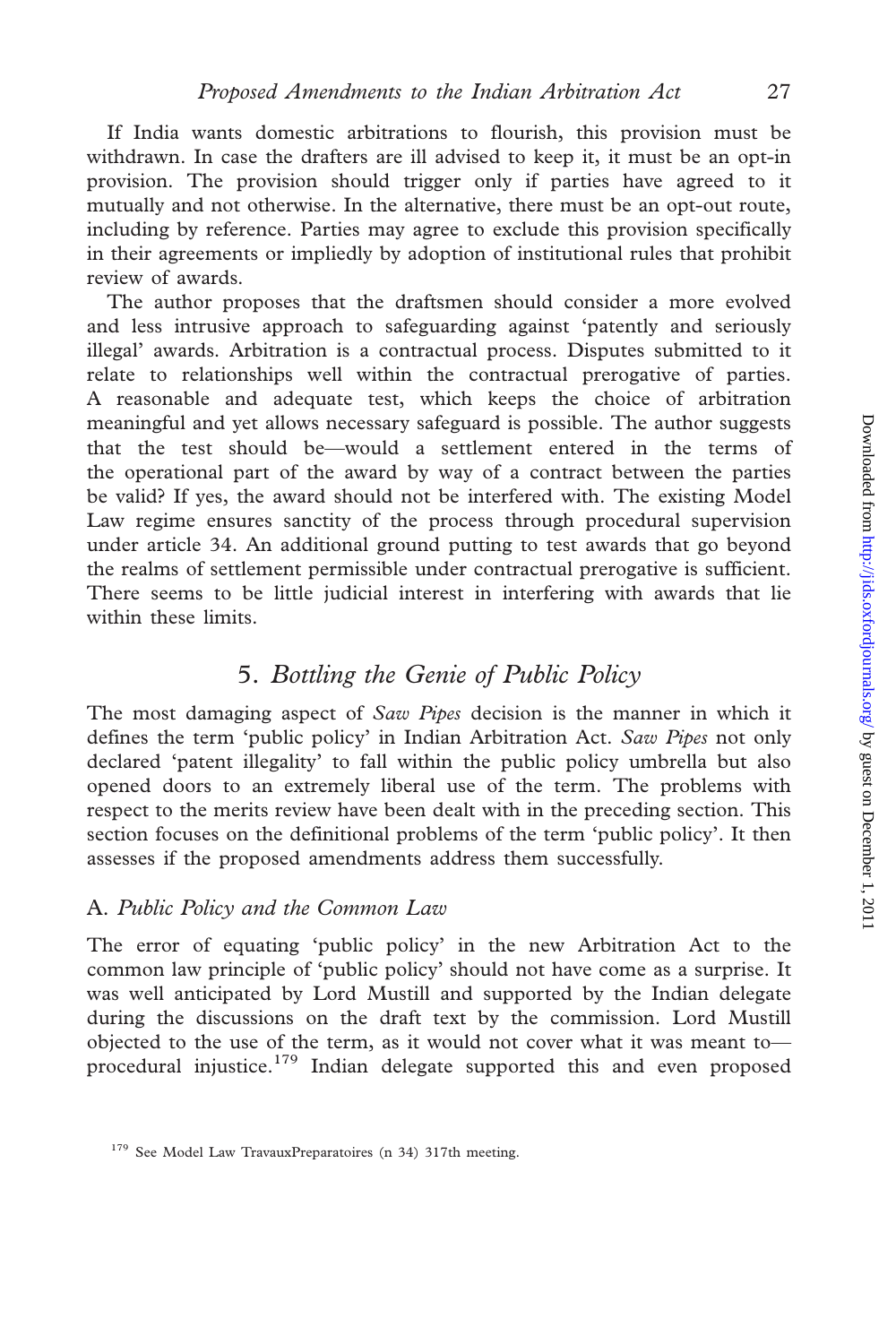If India wants domestic arbitrations to flourish, this provision must be withdrawn. In case the drafters are ill advised to keep it, it must be an opt-in provision. The provision should trigger only if parties have agreed to it mutually and not otherwise. In the alternative, there must be an opt-out route, including by reference. Parties may agree to exclude this provision specifically in their agreements or impliedly by adoption of institutional rules that prohibit review of awards.

The author proposes that the draftsmen should consider a more evolved and less intrusive approach to safeguarding against 'patently and seriously illegal' awards. Arbitration is a contractual process. Disputes submitted to it relate to relationships well within the contractual prerogative of parties. A reasonable and adequate test, which keeps the choice of arbitration meaningful and yet allows necessary safeguard is possible. The author suggests that the test should be—would a settlement entered in the terms of the operational part of the award by way of a contract between the parties be valid? If yes, the award should not be interfered with. The existing Model Law regime ensures sanctity of the process through procedural supervision under article 34. An additional ground putting to test awards that go beyond the realms of settlement permissible under contractual prerogative is sufficient. There seems to be little judicial interest in interfering with awards that lie within these limits.

## 5. *Bottling the Genie of Public Policy*

The most damaging aspect of *Saw Pipes* decision is the manner in which it defines the term 'public policy' in Indian Arbitration Act. *Saw Pipes* not only declared 'patent illegality' to fall within the public policy umbrella but also opened doors to an extremely liberal use of the term. The problems with respect to the merits review have been dealt with in the preceding section. This section focuses on the definitional problems of the term 'public policy'. It then assesses if the proposed amendments address them successfully.

### A. *Public Policy and the Common Law*

The error of equating 'public policy' in the new Arbitration Act to the common law principle of 'public policy' should not have come as a surprise. It was well anticipated by Lord Mustill and supported by the Indian delegate during the discussions on the draft text by the commission. Lord Mustill objected to the use of the term, as it would not cover what it was meant to—procedural injustice.[179] Indian delegate supported this and even proposed

[179] See Model Law TravauxPreparatoires (n 34) 317th meeting.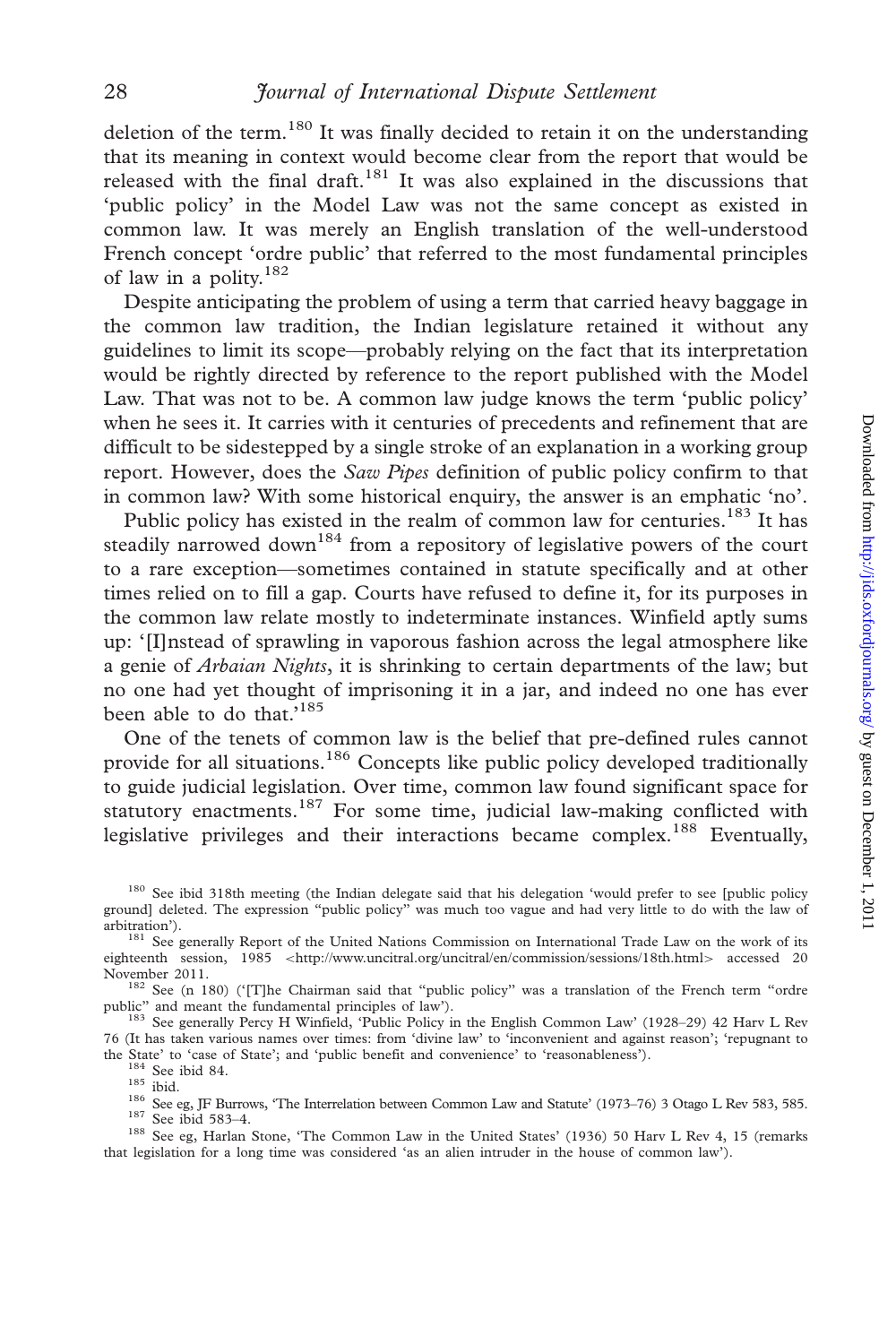deletion of the term.[180] It was finally decided to retain it on the understanding that its meaning in context would become clear from the report that would be released with the final draft.[181] It was also explained in the discussions that 'public policy' in the Model Law was not the same concept as existed in common law. It was merely an English translation of the well-understood French concept 'ordre public' that referred to the most fundamental principles of law in a polity.[182]

Despite anticipating the problem of using a term that carried heavy baggage in the common law tradition, the Indian legislature retained it without any guidelines to limit its scope—probably relying on the fact that its interpretation would be rightly directed by reference to the report published with the Model Law. That was not to be. A common law judge knows the term 'public policy' when he sees it. It carries with it centuries of precedents and refinement that are difficult to be sidestepped by a single stroke of an explanation in a working group report. However, does the *Saw Pipes* definition of public policy confirm to that in common law? With some historical enquiry, the answer is an emphatic 'no'.

Public policy has existed in the realm of common law for centuries.[183] It has steadily narrowed down[184] from a repository of legislative powers of the court to a rare exception—sometimes contained in statute specifically and at other times relied on to fill a gap. Courts have refused to define it, for its purposes in the common law relate mostly to indeterminate instances. Winfield aptly sums up: '[I]nstead of sprawling in vaporous fashion across the legal atmosphere like a genie of *Arbaian Nights*, it is shrinking to certain departments of the law; but no one had yet thought of imprisoning it in a jar, and indeed no one has ever been able to do that.'[185]

One of the tenets of common law is the belief that pre-defined rules cannot provide for all situations.[186] Concepts like public policy developed traditionally to guide judicial legislation. Over time, common law found significant space for statutory enactments.[187] For some time, judicial law-making conflicted with legislative privileges and their interactions became complex.[188] Eventually,

---

[180] See ibid 318th meeting (the Indian delegate said that his delegation 'would prefer to see [public policy ground] deleted. The expression "public policy" was much too vague and had very little to do with the law of arbitration').

[181] See generally Report of the United Nations Commission on International Trade Law on the work of its eighteenth session, 1985 <http://www.uncitral.org/uncitral/en/commission/sessions/18th.html> accessed 20 November 2011.

[182] See (n 180) ('[T]he Chairman said that "public policy" was a translation of the French term "ordre public" and meant the fundamental principles of law').

[183] See generally Percy H Winfield, 'Public Policy in the English Common Law' (1928–29) 42 Harv L Rev 76 (It has taken various names over times: from 'divine law' to 'inconvenient and against reason'; 'repugnant to the State' to 'case of State'; and 'public benefit and convenience' to 'reasonableness').

[184] See ibid 84.

[185] ibid.

[186] See eg, JF Burrows, 'The Interrelation between Common Law and Statute' (1973–76) 3 Otago L Rev 583, 585.

[187] See ibid 583–4.

[188] See eg, Harlan Stone, 'The Common Law in the United States' (1936) 50 Harv L Rev 4, 15 (remarks that legislation for a long time was considered 'as an alien intruder in the house of common law').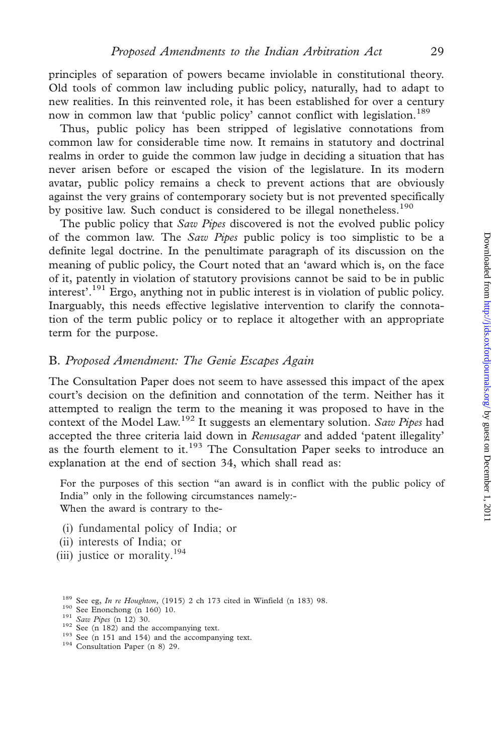principles of separation of powers became inviolable in constitutional theory. Old tools of common law including public policy, naturally, had to adapt to new realities. In this reinvented role, it has been established for over a century now in common law that 'public policy' cannot conflict with legislation.[189]

Thus, public policy has been stripped of legislative connotations from common law for considerable time now. It remains in statutory and doctrinal realms in order to guide the common law judge in deciding a situation that has never arisen before or escaped the vision of the legislature. In its modern avatar, public policy remains a check to prevent actions that are obviously against the very grains of contemporary society but is not prevented specifically by positive law. Such conduct is considered to be illegal nonetheless.[190]

The public policy that *Saw Pipes* discovered is not the evolved public policy of the common law. The *Saw Pipes* public policy is too simplistic to be a definite legal doctrine. In the penultimate paragraph of its discussion on the meaning of public policy, the Court noted that an 'award which is, on the face of it, patently in violation of statutory provisions cannot be said to be in public interest'.[191] Ergo, anything not in public interest is in violation of public policy. Inarguably, this needs effective legislative intervention to clarify the connotation of the term public policy or to replace it altogether with an appropriate term for the purpose.

## B. *Proposed Amendment: The Genie Escapes Again*

The Consultation Paper does not seem to have assessed this impact of the apex court's decision on the definition and connotation of the term. Neither has it attempted to realign the term to the meaning it was proposed to have in the context of the Model Law.[192] It suggests an elementary solution. *Saw Pipes* had accepted the three criteria laid down in *Renusagar* and added 'patent illegality' as the fourth element to it.[193] The Consultation Paper seeks to introduce an explanation at the end of section 34, which shall read as:

> For the purposes of this section "an award is in conflict with the public policy of India" only in the following circumstances namely:-
> When the award is contrary to the-
>
> (i) fundamental policy of India; or
> (ii) interests of India; or
> (iii) justice or morality.[194]

---

[189] See eg, *In re Houghton*, (1915) 2 ch 173 cited in Winfield (n 183) 98.
[190] See Enonchong (n 160) 10.
[191] *Saw Pipes* (n 12) 30.
[192] See (n 182) and the accompanying text.
[193] See (n 151 and 154) and the accompanying text.
[194] Consultation Paper (n 8) 29.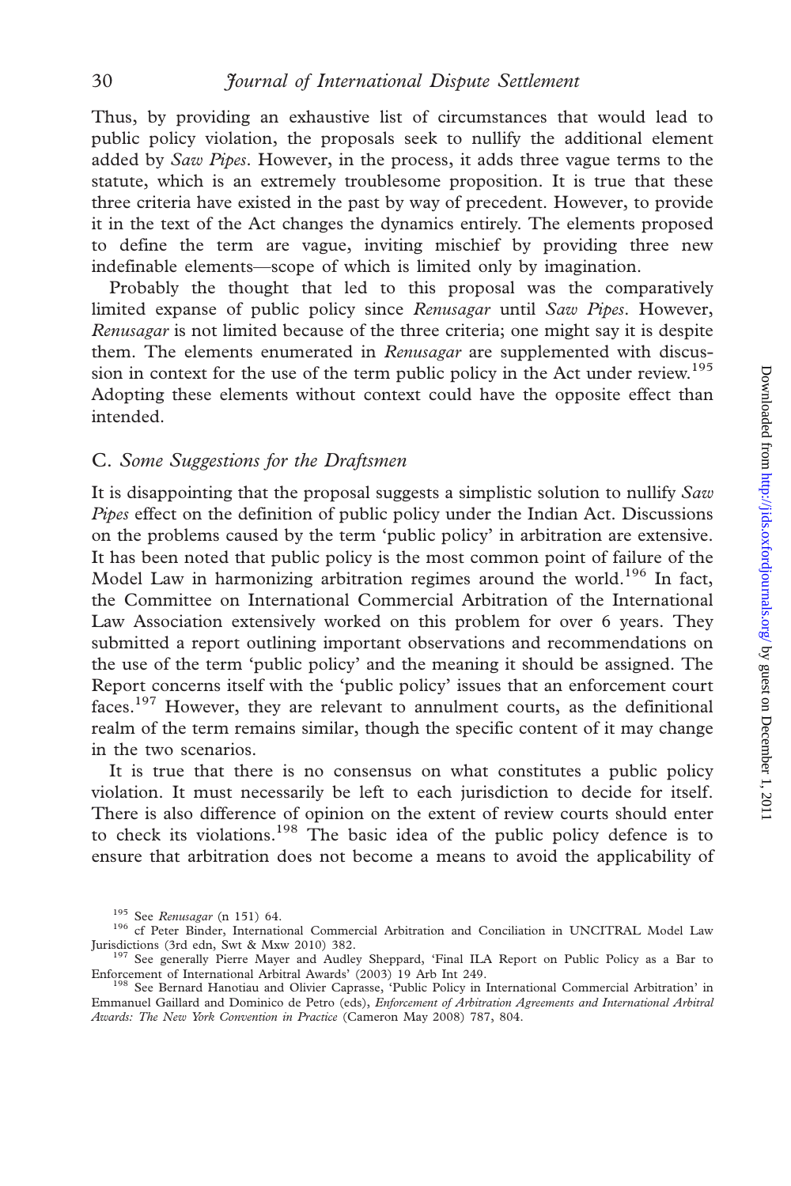Thus, by providing an exhaustive list of circumstances that would lead to public policy violation, the proposals seek to nullify the additional element added by *Saw Pipes*. However, in the process, it adds three vague terms to the statute, which is an extremely troublesome proposition. It is true that these three criteria have existed in the past by way of precedent. However, to provide it in the text of the Act changes the dynamics entirely. The elements proposed to define the term are vague, inviting mischief by providing three new indefinable elements—scope of which is limited only by imagination.

Probably the thought that led to this proposal was the comparatively limited expanse of public policy since *Renusagar* until *Saw Pipes*. However, *Renusagar* is not limited because of the three criteria; one might say it is despite them. The elements enumerated in *Renusagar* are supplemented with discussion in context for the use of the term public policy in the Act under review.[195] Adopting these elements without context could have the opposite effect than intended.

### C. *Some Suggestions for the Draftsmen*

It is disappointing that the proposal suggests a simplistic solution to nullify *Saw Pipes* effect on the definition of public policy under the Indian Act. Discussions on the problems caused by the term 'public policy' in arbitration are extensive. It has been noted that public policy is the most common point of failure of the Model Law in harmonizing arbitration regimes around the world.[196] In fact, the Committee on International Commercial Arbitration of the International Law Association extensively worked on this problem for over 6 years. They submitted a report outlining important observations and recommendations on the use of the term 'public policy' and the meaning it should be assigned. The Report concerns itself with the 'public policy' issues that an enforcement court faces.[197] However, they are relevant to annulment courts, as the definitional realm of the term remains similar, though the specific content of it may change in the two scenarios.

It is true that there is no consensus on what constitutes a public policy violation. It must necessarily be left to each jurisdiction to decide for itself. There is also difference of opinion on the extent of review courts should enter to check its violations.[198] The basic idea of the public policy defence is to ensure that arbitration does not become a means to avoid the applicability of

---

[195] See *Renusagar* (n 151) 64.

[196] cf Peter Binder, International Commercial Arbitration and Conciliation in UNCITRAL Model Law Jurisdictions (3rd edn, Swt & Mxw 2010) 382.

[197] See generally Pierre Mayer and Audley Sheppard, 'Final ILA Report on Public Policy as a Bar to Enforcement of International Arbitral Awards' (2003) 19 Arb Int 249.

[198] See Bernard Hanotiau and Olivier Caprasse, 'Public Policy in International Commercial Arbitration' in Emmanuel Gaillard and Dominico de Petro (eds), *Enforcement of Arbitration Agreements and International Arbitral Awards: The New York Convention in Practice* (Cameron May 2008) 787, 804.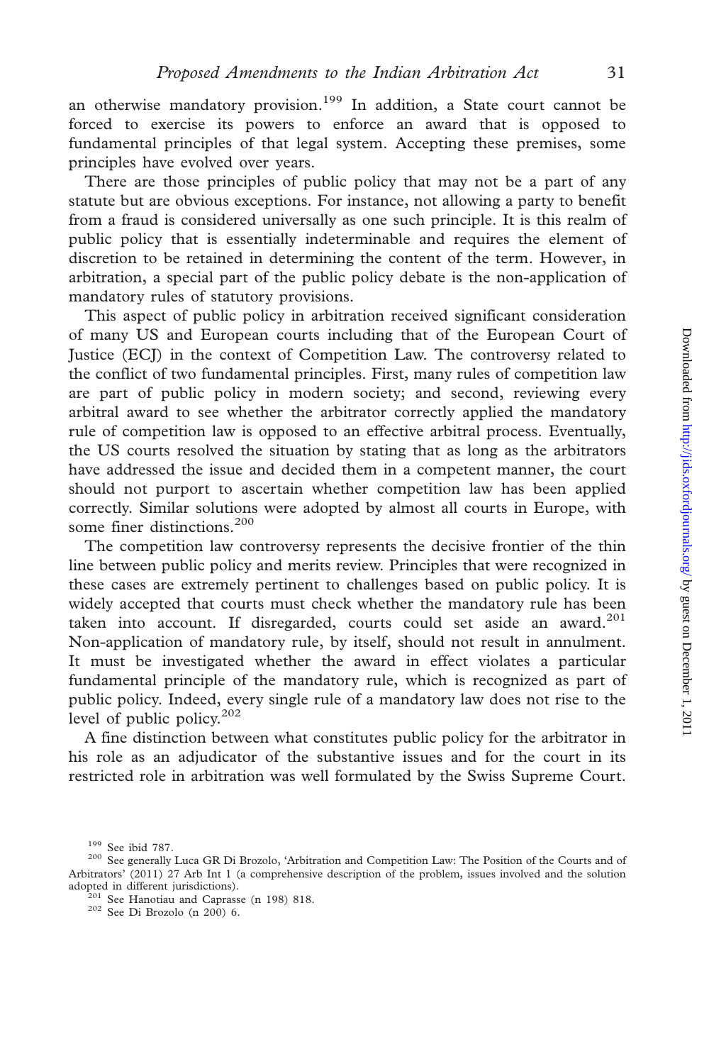an otherwise mandatory provision.[199] In addition, a State court cannot be forced to exercise its powers to enforce an award that is opposed to fundamental principles of that legal system. Accepting these premises, some principles have evolved over years.

There are those principles of public policy that may not be a part of any statute but are obvious exceptions. For instance, not allowing a party to benefit from a fraud is considered universally as one such principle. It is this realm of public policy that is essentially indeterminable and requires the element of discretion to be retained in determining the content of the term. However, in arbitration, a special part of the public policy debate is the non-application of mandatory rules of statutory provisions.

This aspect of public policy in arbitration received significant consideration of many US and European courts including that of the European Court of Justice (ECJ) in the context of Competition Law. The controversy related to the conflict of two fundamental principles. First, many rules of competition law are part of public policy in modern society; and second, reviewing every arbitral award to see whether the arbitrator correctly applied the mandatory rule of competition law is opposed to an effective arbitral process. Eventually, the US courts resolved the situation by stating that as long as the arbitrators have addressed the issue and decided them in a competent manner, the court should not purport to ascertain whether competition law has been applied correctly. Similar solutions were adopted by almost all courts in Europe, with some finer distinctions.[200]

The competition law controversy represents the decisive frontier of the thin line between public policy and merits review. Principles that were recognized in these cases are extremely pertinent to challenges based on public policy. It is widely accepted that courts must check whether the mandatory rule has been taken into account. If disregarded, courts could set aside an award.[201] Non-application of mandatory rule, by itself, should not result in annulment. It must be investigated whether the award in effect violates a particular fundamental principle of the mandatory rule, which is recognized as part of public policy. Indeed, every single rule of a mandatory law does not rise to the level of public policy.[202]

A fine distinction between what constitutes public policy for the arbitrator in his role as an adjudicator of the substantive issues and for the court in its restricted role in arbitration was well formulated by the Swiss Supreme Court.

---

[199] See ibid 787.

[200] See generally Luca GR Di Brozolo, 'Arbitration and Competition Law: The Position of the Courts and of Arbitrators' (2011) 27 Arb Int 1 (a comprehensive description of the problem, issues involved and the solution adopted in different jurisdictions).

[201] See Hanotiau and Caprasse (n 198) 818.

[202] See Di Brozolo (n 200) 6.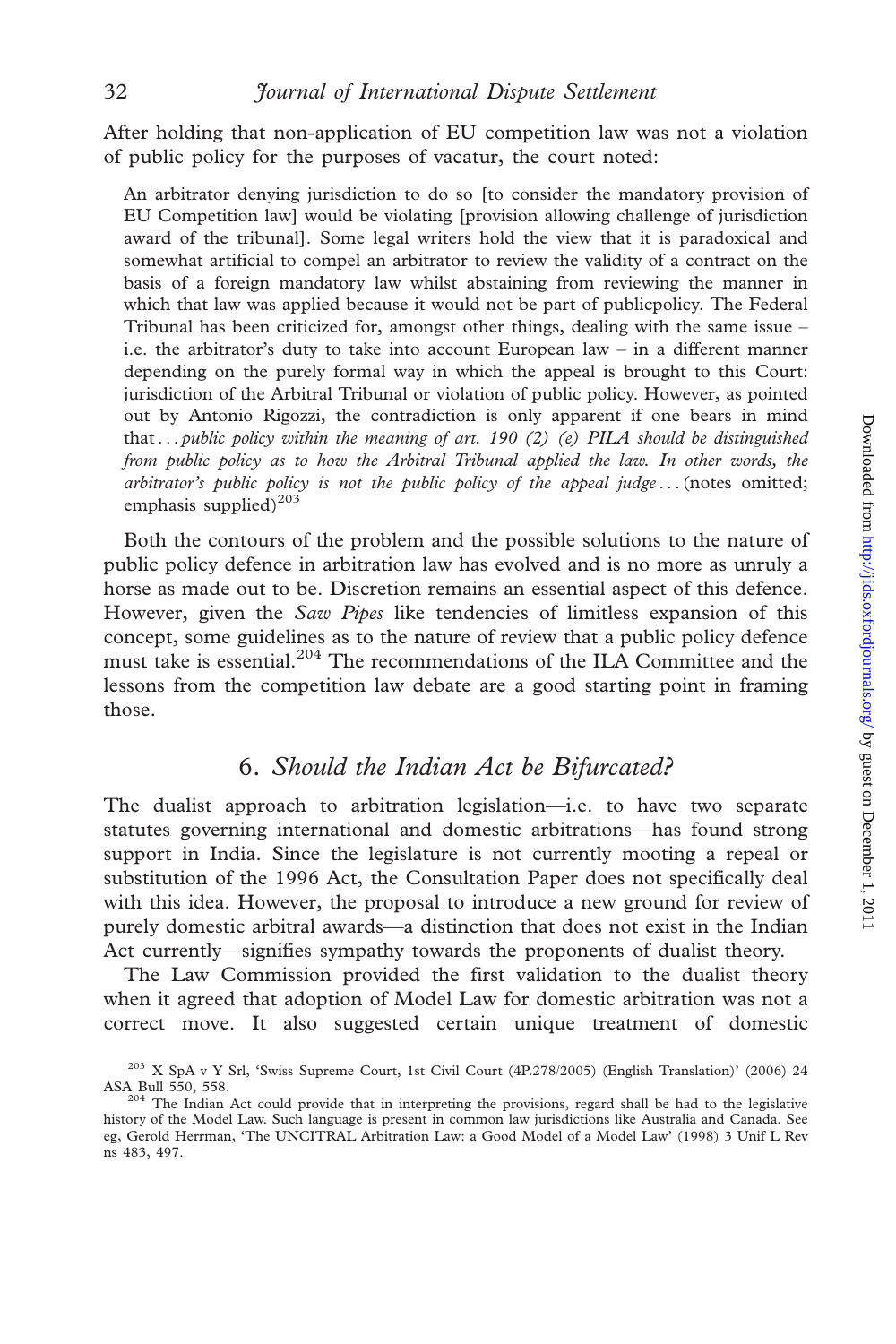After holding that non-application of EU competition law was not a violation of public policy for the purposes of vacatur, the court noted:

> An arbitrator denying jurisdiction to do so [to consider the mandatory provision of EU Competition law] would be violating [provision allowing challenge of jurisdiction award of the tribunal]. Some legal writers hold the view that it is paradoxical and somewhat artificial to compel an arbitrator to review the validity of a contract on the basis of a foreign mandatory law whilst abstaining from reviewing the manner in which that law was applied because it would not be part of publicpolicy. The Federal Tribunal has been criticized for, amongst other things, dealing with the same issue – i.e. the arbitrator's duty to take into account European law – in a different manner depending on the purely formal way in which the appeal is brought to this Court: jurisdiction of the Arbitral Tribunal or violation of public policy. However, as pointed out by Antonio Rigozzi, the contradiction is only apparent if one bears in mind that ... *public policy within the meaning of art. 190 (2) (e) PILA should be distinguished from public policy as to how the Arbitral Tribunal applied the law. In other words, the arbitrator's public policy is not the public policy of the appeal judge* ... (notes omitted; emphasis supplied)[203]

Both the contours of the problem and the possible solutions to the nature of public policy defence in arbitration law has evolved and is no more as unruly a horse as made out to be. Discretion remains an essential aspect of this defence. However, given the *Saw Pipes* like tendencies of limitless expansion of this concept, some guidelines as to the nature of review that a public policy defence must take is essential.[204] The recommendations of the ILA Committee and the lessons from the competition law debate are a good starting point in framing those.

## 6. *Should the Indian Act be Bifurcated?*

The dualist approach to arbitration legislation—i.e. to have two separate statutes governing international and domestic arbitrations—has found strong support in India. Since the legislature is not currently mooting a repeal or substitution of the 1996 Act, the Consultation Paper does not specifically deal with this idea. However, the proposal to introduce a new ground for review of purely domestic arbitral awards—a distinction that does not exist in the Indian Act currently—signifies sympathy towards the proponents of dualist theory.

The Law Commission provided the first validation to the dualist theory when it agreed that adoption of Model Law for domestic arbitration was not a correct move. It also suggested certain unique treatment of domestic

[203] X SpA v Y Srl, 'Swiss Supreme Court, 1st Civil Court (4P.278/2005) (English Translation)' (2006) 24 ASA Bull 550, 558.

[204] The Indian Act could provide that in interpreting the provisions, regard shall be had to the legislative history of the Model Law. Such language is present in common law jurisdictions like Australia and Canada. See eg, Gerold Herrman, 'The UNCITRAL Arbitration Law: a Good Model of a Model Law' (1998) 3 Unif L Rev ns 483, 497.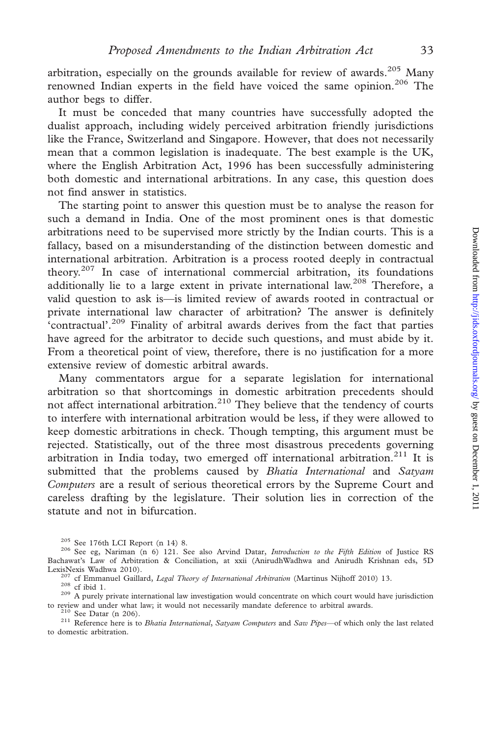arbitration, especially on the grounds available for review of awards.[205] Many renowned Indian experts in the field have voiced the same opinion.[206] The author begs to differ.

It must be conceded that many countries have successfully adopted the dualist approach, including widely perceived arbitration friendly jurisdictions like the France, Switzerland and Singapore. However, that does not necessarily mean that a common legislation is inadequate. The best example is the UK, where the English Arbitration Act, 1996 has been successfully administering both domestic and international arbitrations. In any case, this question does not find answer in statistics.

The starting point to answer this question must be to analyse the reason for such a demand in India. One of the most prominent ones is that domestic arbitrations need to be supervised more strictly by the Indian courts. This is a fallacy, based on a misunderstanding of the distinction between domestic and international arbitration. Arbitration is a process rooted deeply in contractual theory.[207] In case of international commercial arbitration, its foundations additionally lie to a large extent in private international law.[208] Therefore, a valid question to ask is—is limited review of awards rooted in contractual or private international law character of arbitration? The answer is definitely 'contractual'.[209] Finality of arbitral awards derives from the fact that parties have agreed for the arbitrator to decide such questions, and must abide by it. From a theoretical point of view, therefore, there is no justification for a more extensive review of domestic arbitral awards.

Many commentators argue for a separate legislation for international arbitration so that shortcomings in domestic arbitration precedents should not affect international arbitration.[210] They believe that the tendency of courts to interfere with international arbitration would be less, if they were allowed to keep domestic arbitrations in check. Though tempting, this argument must be rejected. Statistically, out of the three most disastrous precedents governing arbitration in India today, two emerged off international arbitration.[211] It is submitted that the problems caused by *Bhatia International* and *Satyam Computers* are a result of serious theoretical errors by the Supreme Court and careless drafting by the legislature. Their solution lies in correction of the statute and not in bifurcation.

---

[205] See 176th LCI Report (n 14) 8.

[206] See eg, Nariman (n 6) 121. See also Arvind Datar, *Introduction to the Fifth Edition* of Justice RS Bachawat's Law of Arbitration & Conciliation, at xxii (AnirudhWadhwa and Anirudh Krishnan eds, 5D LexisNexis Wadhwa 2010).

[207] cf Emmanuel Gaillard, *Legal Theory of International Arbitration* (Martinus Nijhoff 2010) 13.

[208] cf ibid 1.

[209] A purely private international law investigation would concentrate on which court would have jurisdiction to review and under what law; it would not necessarily mandate deference to arbitral awards.

[210] See Datar (n 206).

[211] Reference here is to *Bhatia International*, *Satyam Computers* and *Saw Pipes*—of which only the last related to domestic arbitration.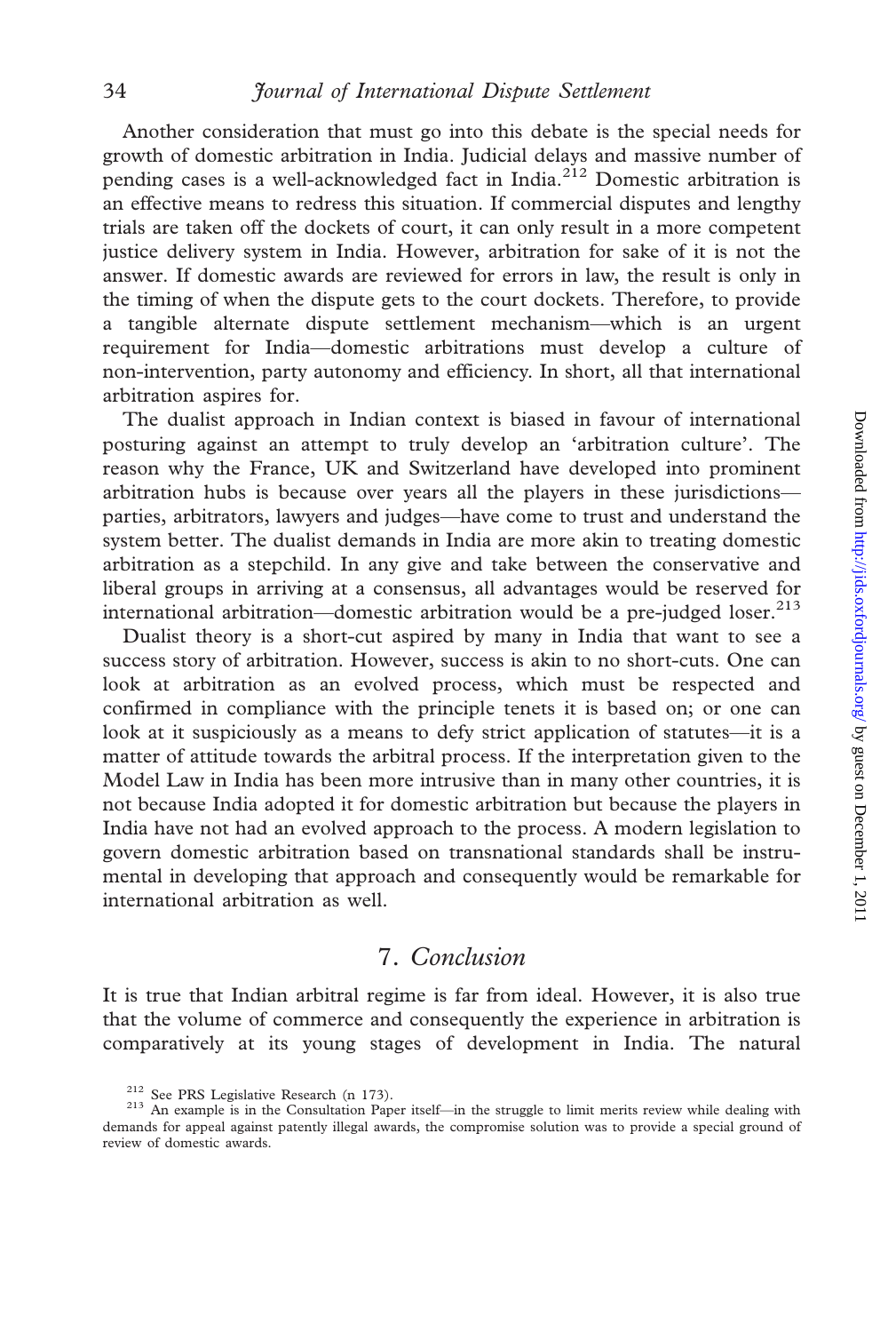Another consideration that must go into this debate is the special needs for growth of domestic arbitration in India. Judicial delays and massive number of pending cases is a well-acknowledged fact in India.[212] Domestic arbitration is an effective means to redress this situation. If commercial disputes and lengthy trials are taken off the dockets of court, it can only result in a more competent justice delivery system in India. However, arbitration for sake of it is not the answer. If domestic awards are reviewed for errors in law, the result is only in the timing of when the dispute gets to the court dockets. Therefore, to provide a tangible alternate dispute settlement mechanism—which is an urgent requirement for India—domestic arbitrations must develop a culture of non-intervention, party autonomy and efficiency. In short, all that international arbitration aspires for.

The dualist approach in Indian context is biased in favour of international posturing against an attempt to truly develop an 'arbitration culture'. The reason why the France, UK and Switzerland have developed into prominent arbitration hubs is because over years all the players in these jurisdictions—parties, arbitrators, lawyers and judges—have come to trust and understand the system better. The dualist demands in India are more akin to treating domestic arbitration as a stepchild. In any give and take between the conservative and liberal groups in arriving at a consensus, all advantages would be reserved for international arbitration—domestic arbitration would be a pre-judged loser.[213]

Dualist theory is a short-cut aspired by many in India that want to see a success story of arbitration. However, success is akin to no short-cuts. One can look at arbitration as an evolved process, which must be respected and confirmed in compliance with the principle tenets it is based on; or one can look at it suspiciously as a means to defy strict application of statutes—it is a matter of attitude towards the arbitral process. If the interpretation given to the Model Law in India has been more intrusive than in many other countries, it is not because India adopted it for domestic arbitration but because the players in India have not had an evolved approach to the process. A modern legislation to govern domestic arbitration based on transnational standards shall be instrumental in developing that approach and consequently would be remarkable for international arbitration as well.

## 7. *Conclusion*

It is true that Indian arbitral regime is far from ideal. However, it is also true that the volume of commerce and consequently the experience in arbitration is comparatively at its young stages of development in India. The natural

[212] See PRS Legislative Research (n 173).

[213] An example is in the Consultation Paper itself—in the struggle to limit merits review while dealing with demands for appeal against patently illegal awards, the compromise solution was to provide a special ground of review of domestic awards.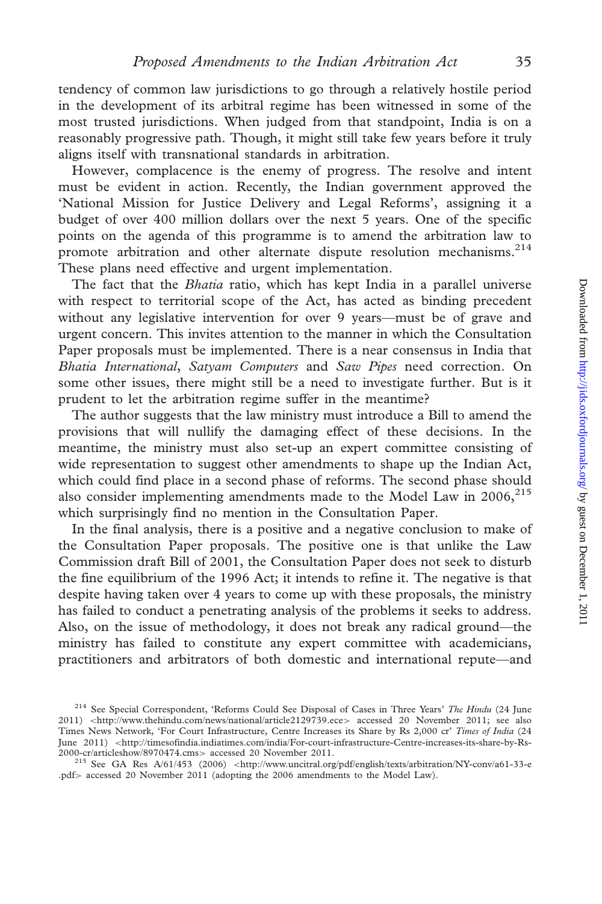tendency of common law jurisdictions to go through a relatively hostile period in the development of its arbitral regime has been witnessed in some of the most trusted jurisdictions. When judged from that standpoint, India is on a reasonably progressive path. Though, it might still take few years before it truly aligns itself with transnational standards in arbitration.

However, complacence is the enemy of progress. The resolve and intent must be evident in action. Recently, the Indian government approved the 'National Mission for Justice Delivery and Legal Reforms', assigning it a budget of over 400 million dollars over the next 5 years. One of the specific points on the agenda of this programme is to amend the arbitration law to promote arbitration and other alternate dispute resolution mechanisms.[214] These plans need effective and urgent implementation.

The fact that the *Bhatia* ratio, which has kept India in a parallel universe with respect to territorial scope of the Act, has acted as binding precedent without any legislative intervention for over 9 years—must be of grave and urgent concern. This invites attention to the manner in which the Consultation Paper proposals must be implemented. There is a near consensus in India that *Bhatia International*, *Satyam Computers* and *Saw Pipes* need correction. On some other issues, there might still be a need to investigate further. But is it prudent to let the arbitration regime suffer in the meantime?

The author suggests that the law ministry must introduce a Bill to amend the provisions that will nullify the damaging effect of these decisions. In the meantime, the ministry must also set-up an expert committee consisting of wide representation to suggest other amendments to shape up the Indian Act, which could find place in a second phase of reforms. The second phase should also consider implementing amendments made to the Model Law in 2006,[215] which surprisingly find no mention in the Consultation Paper.

In the final analysis, there is a positive and a negative conclusion to make of the Consultation Paper proposals. The positive one is that unlike the Law Commission draft Bill of 2001, the Consultation Paper does not seek to disturb the fine equilibrium of the 1996 Act; it intends to refine it. The negative is that despite having taken over 4 years to come up with these proposals, the ministry has failed to conduct a penetrating analysis of the problems it seeks to address. Also, on the issue of methodology, it does not break any radical ground—the ministry has failed to constitute any expert committee with academicians, practitioners and arbitrators of both domestic and international repute—and

---

[214] See Special Correspondent, 'Reforms Could See Disposal of Cases in Three Years' *The Hindu* (24 June 2011) <http://www.thehindu.com/news/national/article2129739.ece> accessed 20 November 2011; see also Times News Network, 'For Court Infrastructure, Centre Increases its Share by Rs 2,000 cr' *Times of India* (24 June 2011) <http://timesofindia.indiatimes.com/india/For-court-infrastructure-Centre-increases-its-share-by-Rs-2000-cr/articleshow/8970474.cms> accessed 20 November 2011.

[215] See GA Res A/61/453 (2006) <http://www.uncitral.org/pdf/english/texts/arbitration/NY-conv/a61-33-e.pdf> accessed 20 November 2011 (adopting the 2006 amendments to the Model Law).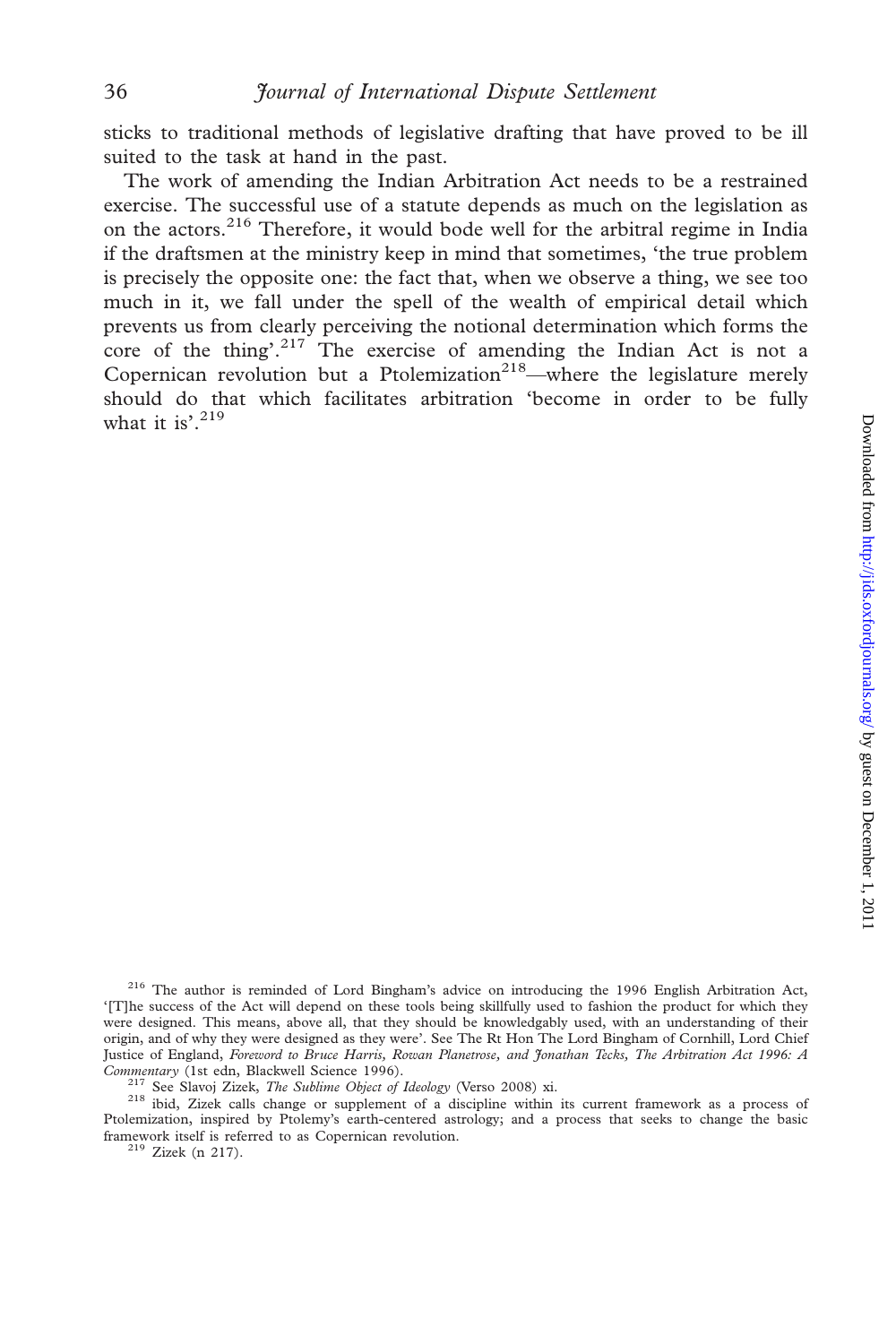sticks to traditional methods of legislative drafting that have proved to be ill suited to the task at hand in the past.

The work of amending the Indian Arbitration Act needs to be a restrained exercise. The successful use of a statute depends as much on the legislation as on the actors.[216] Therefore, it would bode well for the arbitral regime in India if the draftsmen at the ministry keep in mind that sometimes, 'the true problem is precisely the opposite one: the fact that, when we observe a thing, we see too much in it, we fall under the spell of the wealth of empirical detail which prevents us from clearly perceiving the notional determination which forms the core of the thing'.[217] The exercise of amending the Indian Act is not a Copernican revolution but a Ptolemization[218]—where the legislature merely should do that which facilitates arbitration 'become in order to be fully what it is'.[219]

---

[216] The author is reminded of Lord Bingham's advice on introducing the 1996 English Arbitration Act, '[T]he success of the Act will depend on these tools being skillfully used to fashion the product for which they were designed. This means, above all, that they should be knowledgably used, with an understanding of their origin, and of why they were designed as they were'. See The Rt Hon The Lord Bingham of Cornhill, Lord Chief Justice of England, *Foreword to Bruce Harris, Rowan Planetrose, and Jonathan Tecks, The Arbitration Act 1996: A Commentary* (1st edn, Blackwell Science 1996).

[217] See Slavoj Zizek, *The Sublime Object of Ideology* (Verso 2008) xi.

[218] ibid, Zizek calls change or supplement of a discipline within its current framework as a process of Ptolemization, inspired by Ptolemy's earth-centered astrology; and a process that seeks to change the basic framework itself is referred to as Copernican revolution.

[219] Zizek (n 217).